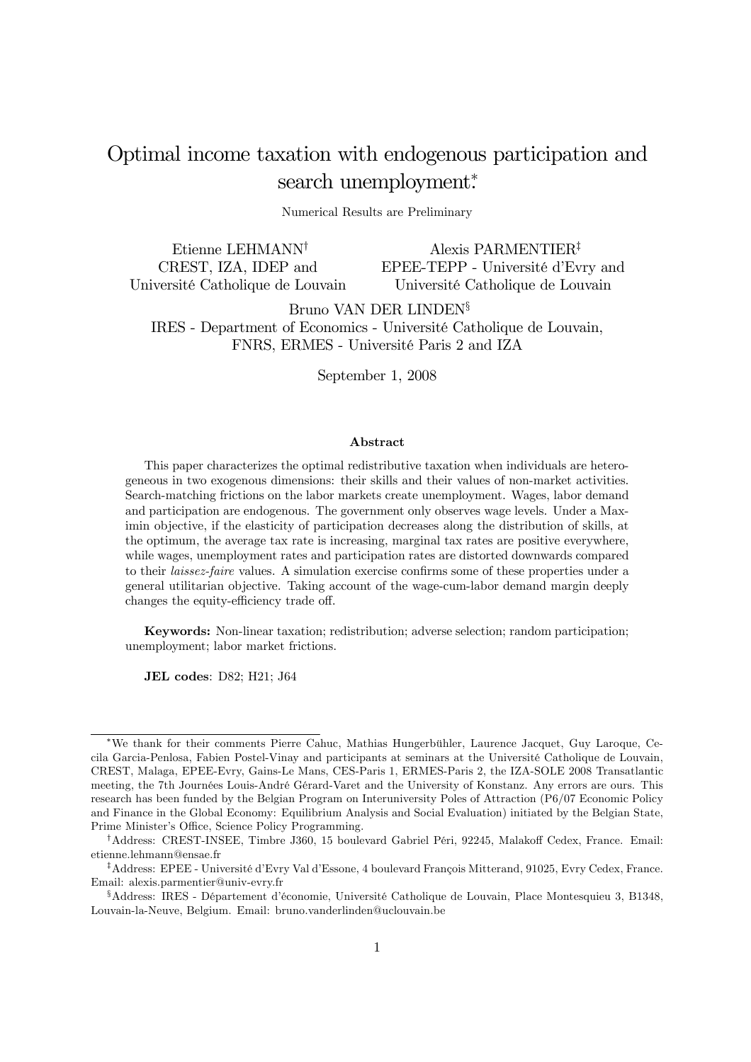# Optimal income taxation with endogenous participation and search unemployment.[*]

Numerical Results are Preliminary

Etienne LEHMANN[†]
CREST, IZA, IDEP and
Université Catholique de Louvain

Alexis PARMENTIER[‡]
EPEE-TEPP - Université d'Evry and
Université Catholique de Louvain

Bruno VAN DER LINDEN[§]
IRES - Department of Economics - Université Catholique de Louvain,
FNRS, ERMES - Université Paris 2 and IZA

September 1, 2008

## Abstract

This paper characterizes the optimal redistributive taxation when individuals are heterogeneous in two exogenous dimensions: their skills and their values of non-market activities. Search-matching frictions on the labor markets create unemployment. Wages, labor demand and participation are endogenous. The government only observes wage levels. Under a Maximin objective, if the elasticity of participation decreases along the distribution of skills, at the optimum, the average tax rate is increasing, marginal tax rates are positive everywhere, while wages, unemployment rates and participation rates are distorted downwards compared to their *laissez-faire* values. A simulation exercise confirms some of these properties under a general utilitarian objective. Taking account of the wage-cum-labor demand margin deeply changes the equity-efficiency trade off.

**Keywords:** Non-linear taxation; redistribution; adverse selection; random participation; unemployment; labor market frictions.

**JEL codes**: D82; H21; J64

---

[*]We thank for their comments Pierre Cahuc, Mathias Hungerbühler, Laurence Jacquet, Guy Laroque, Cecila Garcia-Penlosa, Fabien Postel-Vinay and participants at seminars at the Université Catholique de Louvain, CREST, Malaga, EPEE-Evry, Gains-Le Mans, CES-Paris 1, ERMES-Paris 2, the IZA-SOLE 2008 Transatlantic meeting, the 7th Journées Louis-André Gérard-Varet and the University of Konstanz. Any errors are ours. This research has been funded by the Belgian Program on Interuniversity Poles of Attraction (P6/07 Economic Policy and Finance in the Global Economy: Equilibrium Analysis and Social Evaluation) initiated by the Belgian State, Prime Minister's Office, Science Policy Programming.

[†]Address: CREST-INSEE, Timbre J360, 15 boulevard Gabriel Péri, 92245, Malakoff Cedex, France. Email: etienne.lehmann@ensae.fr

[‡]Address: EPEE - Université d'Evry Val d'Essone, 4 boulevard François Mitterand, 91025, Evry Cedex, France. Email: alexis.parmentier@univ-evry.fr

[§]Address: IRES - Département d'économie, Université Catholique de Louvain, Place Montesquieu 3, B1348, Louvain-la-Neuve, Belgium. Email: bruno.vanderlinden@uclouvain.be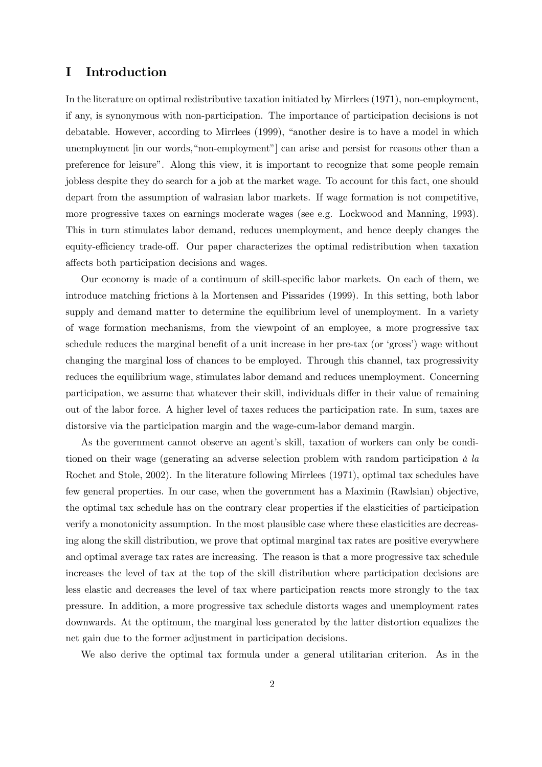# I Introduction

In the literature on optimal redistributive taxation initiated by Mirrlees (1971), non-employment, if any, is synonymous with non-participation. The importance of participation decisions is not debatable. However, according to Mirrlees (1999), "another desire is to have a model in which unemployment [in our words,"non-employment"] can arise and persist for reasons other than a preference for leisure". Along this view, it is important to recognize that some people remain jobless despite they do search for a job at the market wage. To account for this fact, one should depart from the assumption of walrasian labor markets. If wage formation is not competitive, more progressive taxes on earnings moderate wages (see e.g. Lockwood and Manning, 1993). This in turn stimulates labor demand, reduces unemployment, and hence deeply changes the equity-efficiency trade-off. Our paper characterizes the optimal redistribution when taxation affects both participation decisions and wages.

Our economy is made of a continuum of skill-specific labor markets. On each of them, we introduce matching frictions à la Mortensen and Pissarides (1999). In this setting, both labor supply and demand matter to determine the equilibrium level of unemployment. In a variety of wage formation mechanisms, from the viewpoint of an employee, a more progressive tax schedule reduces the marginal benefit of a unit increase in her pre-tax (or 'gross') wage without changing the marginal loss of chances to be employed. Through this channel, tax progressivity reduces the equilibrium wage, stimulates labor demand and reduces unemployment. Concerning participation, we assume that whatever their skill, individuals differ in their value of remaining out of the labor force. A higher level of taxes reduces the participation rate. In sum, taxes are distorsive via the participation margin and the wage-cum-labor demand margin.

As the government cannot observe an agent's skill, taxation of workers can only be conditioned on their wage (generating an adverse selection problem with random participation *à la* Rochet and Stole, 2002). In the literature following Mirrlees (1971), optimal tax schedules have few general properties. In our case, when the government has a Maximin (Rawlsian) objective, the optimal tax schedule has on the contrary clear properties if the elasticities of participation verify a monotonicity assumption. In the most plausible case where these elasticities are decreasing along the skill distribution, we prove that optimal marginal tax rates are positive everywhere and optimal average tax rates are increasing. The reason is that a more progressive tax schedule increases the level of tax at the top of the skill distribution where participation decisions are less elastic and decreases the level of tax where participation reacts more strongly to the tax pressure. In addition, a more progressive tax schedule distorts wages and unemployment rates downwards. At the optimum, the marginal loss generated by the latter distortion equalizes the net gain due to the former adjustment in participation decisions.

We also derive the optimal tax formula under a general utilitarian criterion. As in the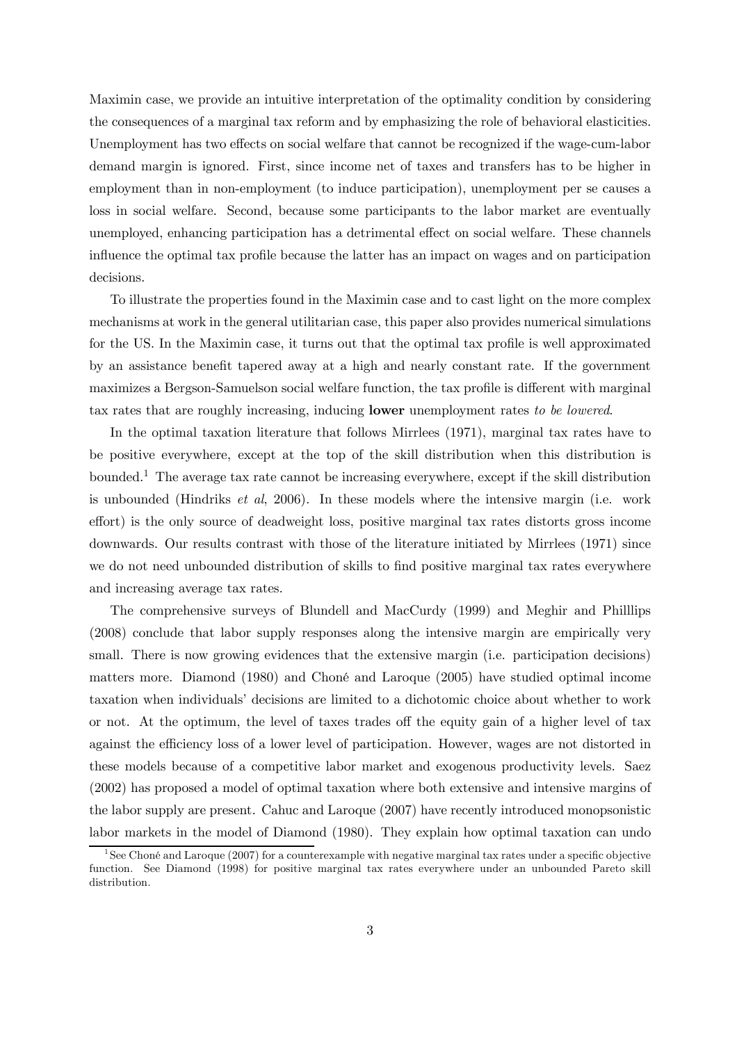Maximin case, we provide an intuitive interpretation of the optimality condition by considering the consequences of a marginal tax reform and by emphasizing the role of behavioral elasticities. Unemployment has two effects on social welfare that cannot be recognized if the wage-cum-labor demand margin is ignored. First, since income net of taxes and transfers has to be higher in employment than in non-employment (to induce participation), unemployment per se causes a loss in social welfare. Second, because some participants to the labor market are eventually unemployed, enhancing participation has a detrimental effect on social welfare. These channels influence the optimal tax profile because the latter has an impact on wages and on participation decisions.

To illustrate the properties found in the Maximin case and to cast light on the more complex mechanisms at work in the general utilitarian case, this paper also provides numerical simulations for the US. In the Maximin case, it turns out that the optimal tax profile is well approximated by an assistance benefit tapered away at a high and nearly constant rate. If the government maximizes a Bergson-Samuelson social welfare function, the tax profile is different with marginal tax rates that are roughly increasing, inducing **lower** unemployment rates *to be lowered*.

In the optimal taxation literature that follows Mirrlees (1971), marginal tax rates have to be positive everywhere, except at the top of the skill distribution when this distribution is bounded.[1] The average tax rate cannot be increasing everywhere, except if the skill distribution is unbounded (Hindriks *et al*, 2006). In these models where the intensive margin (i.e. work effort) is the only source of deadweight loss, positive marginal tax rates distorts gross income downwards. Our results contrast with those of the literature initiated by Mirrlees (1971) since we do not need unbounded distribution of skills to find positive marginal tax rates everywhere and increasing average tax rates.

The comprehensive surveys of Blundell and MacCurdy (1999) and Meghir and Philllips (2008) conclude that labor supply responses along the intensive margin are empirically very small. There is now growing evidences that the extensive margin (i.e. participation decisions) matters more. Diamond (1980) and Choné and Laroque (2005) have studied optimal income taxation when individuals' decisions are limited to a dichotomic choice about whether to work or not. At the optimum, the level of taxes trades off the equity gain of a higher level of tax against the efficiency loss of a lower level of participation. However, wages are not distorted in these models because of a competitive labor market and exogenous productivity levels. Saez (2002) has proposed a model of optimal taxation where both extensive and intensive margins of the labor supply are present. Cahuc and Laroque (2007) have recently introduced monopsonistic labor markets in the model of Diamond (1980). They explain how optimal taxation can undo

[1] See Choné and Laroque (2007) for a counterexample with negative marginal tax rates under a specific objective function. See Diamond (1998) for positive marginal tax rates everywhere under an unbounded Pareto skill distribution.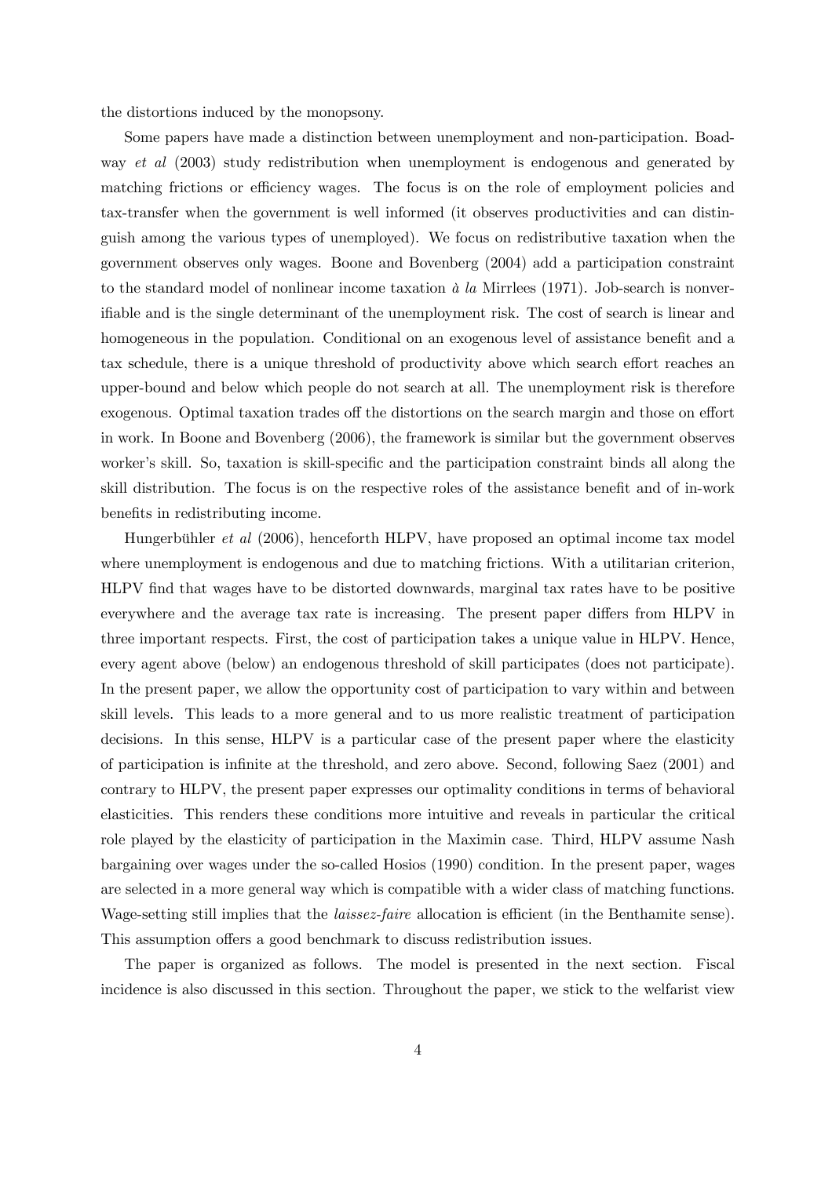the distortions induced by the monopsony.

Some papers have made a distinction between unemployment and non-participation. Boadway *et al* (2003) study redistribution when unemployment is endogenous and generated by matching frictions or efficiency wages. The focus is on the role of employment policies and tax-transfer when the government is well informed (it observes productivities and can distinguish among the various types of unemployed). We focus on redistributive taxation when the government observes only wages. Boone and Bovenberg (2004) add a participation constraint to the standard model of nonlinear income taxation *à la* Mirrlees (1971). Job-search is nonverifiable and is the single determinant of the unemployment risk. The cost of search is linear and homogeneous in the population. Conditional on an exogenous level of assistance benefit and a tax schedule, there is a unique threshold of productivity above which search effort reaches an upper-bound and below which people do not search at all. The unemployment risk is therefore exogenous. Optimal taxation trades off the distortions on the search margin and those on effort in work. In Boone and Bovenberg (2006), the framework is similar but the government observes worker's skill. So, taxation is skill-specific and the participation constraint binds all along the skill distribution. The focus is on the respective roles of the assistance benefit and of in-work benefits in redistributing income.

Hungerbühler *et al* (2006), henceforth HLPV, have proposed an optimal income tax model where unemployment is endogenous and due to matching frictions. With a utilitarian criterion, HLPV find that wages have to be distorted downwards, marginal tax rates have to be positive everywhere and the average tax rate is increasing. The present paper differs from HLPV in three important respects. First, the cost of participation takes a unique value in HLPV. Hence, every agent above (below) an endogenous threshold of skill participates (does not participate). In the present paper, we allow the opportunity cost of participation to vary within and between skill levels. This leads to a more general and to us more realistic treatment of participation decisions. In this sense, HLPV is a particular case of the present paper where the elasticity of participation is infinite at the threshold, and zero above. Second, following Saez (2001) and contrary to HLPV, the present paper expresses our optimality conditions in terms of behavioral elasticities. This renders these conditions more intuitive and reveals in particular the critical role played by the elasticity of participation in the Maximin case. Third, HLPV assume Nash bargaining over wages under the so-called Hosios (1990) condition. In the present paper, wages are selected in a more general way which is compatible with a wider class of matching functions. Wage-setting still implies that the *laissez-faire* allocation is efficient (in the Benthamite sense). This assumption offers a good benchmark to discuss redistribution issues.

The paper is organized as follows. The model is presented in the next section. Fiscal incidence is also discussed in this section. Throughout the paper, we stick to the welfarist view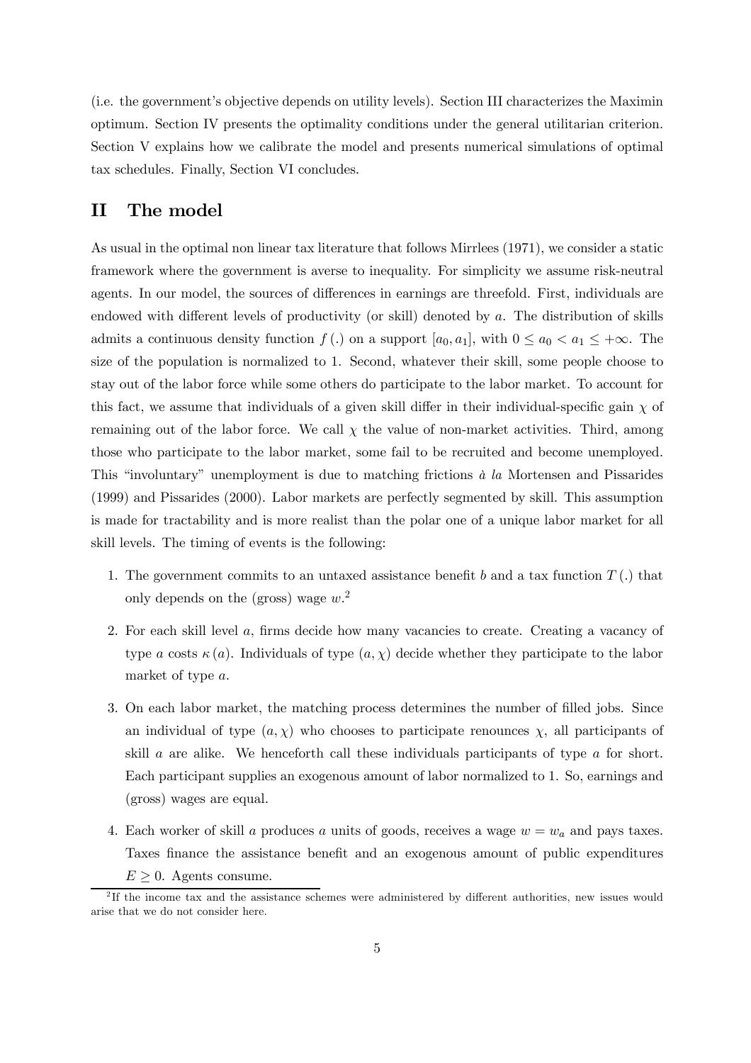(i.e. the government's objective depends on utility levels). Section III characterizes the Maximin optimum. Section IV presents the optimality conditions under the general utilitarian criterion. Section V explains how we calibrate the model and presents numerical simulations of optimal tax schedules. Finally, Section VI concludes.

## II The model

As usual in the optimal non linear tax literature that follows Mirrlees (1971), we consider a static framework where the government is averse to inequality. For simplicity we assume risk-neutral agents. In our model, the sources of differences in earnings are threefold. First, individuals are endowed with different levels of productivity (or skill) denoted by $a$. The distribution of skills admits a continuous density function $f(.)$ on a support $[a_0, a_1]$, with $0 \leq a_0 < a_1 \leq +\infty$. The size of the population is normalized to 1. Second, whatever their skill, some people choose to stay out of the labor force while some others do participate to the labor market. To account for this fact, we assume that individuals of a given skill differ in their individual-specific gain $\chi$ of remaining out of the labor force. We call $\chi$ the value of non-market activities. Third, among those who participate to the labor market, some fail to be recruited and become unemployed. This "involuntary" unemployment is due to matching frictions *à la* Mortensen and Pissarides (1999) and Pissarides (2000). Labor markets are perfectly segmented by skill. This assumption is made for tractability and is more realist than the polar one of a unique labor market for all skill levels. The timing of events is the following:

1. The government commits to an untaxed assistance benefit $b$ and a tax function $T(.)$ that only depends on the (gross) wage $w$.[2]

2. For each skill level $a$, firms decide how many vacancies to create. Creating a vacancy of type $a$ costs $\kappa(a)$. Individuals of type $(a, \chi)$ decide whether they participate to the labor market of type $a$.

3. On each labor market, the matching process determines the number of filled jobs. Since an individual of type $(a, \chi)$ who chooses to participate renounces $\chi$, all participants of skill $a$ are alike. We henceforth call these individuals participants of type $a$ for short. Each participant supplies an exogenous amount of labor normalized to 1. So, earnings and (gross) wages are equal.

4. Each worker of skill $a$ produces $a$ units of goods, receives a wage $w = w_a$ and pays taxes. Taxes finance the assistance benefit and an exogenous amount of public expenditures $E \geq 0$. Agents consume.

[2] If the income tax and the assistance schemes were administered by different authorities, new issues would arise that we do not consider here.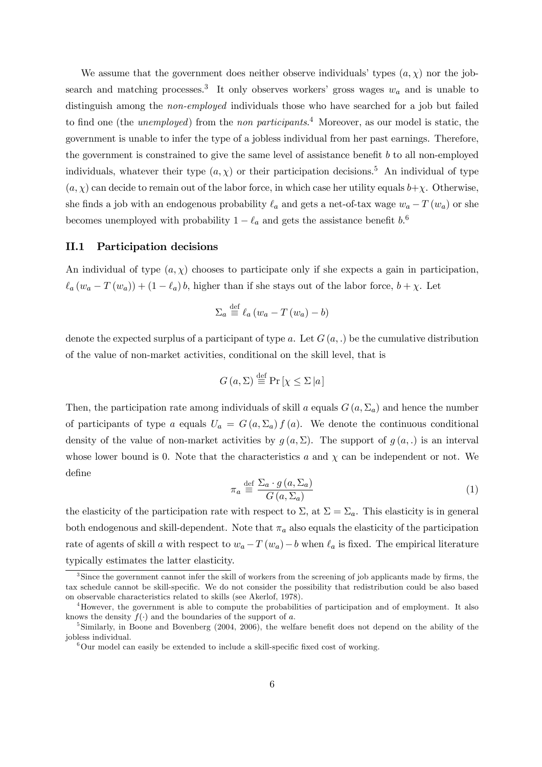We assume that the government does neither observe individuals' types $(a, \chi)$ nor the job-search and matching processes.[3] It only observes workers' gross wages $w_a$ and is unable to distinguish among the *non-employed* individuals those who have searched for a job but failed to find one (the *unemployed*) from the *non participants*.[4] Moreover, as our model is static, the government is unable to infer the type of a jobless individual from her past earnings. Therefore, the government is constrained to give the same level of assistance benefit $b$ to all non-employed individuals, whatever their type $(a, \chi)$ or their participation decisions.[5] An individual of type $(a, \chi)$ can decide to remain out of the labor force, in which case her utility equals $b+\chi$. Otherwise, she finds a job with an endogenous probability $\ell_a$ and gets a net-of-tax wage $w_a - T(w_a)$ or she becomes unemployed with probability $1 - \ell_a$ and gets the assistance benefit $b$.[6]

## II.1 Participation decisions

An individual of type $(a, \chi)$ chooses to participate only if she expects a gain in participation, $\ell_a (w_a - T(w_a)) + (1 - \ell_a) b$, higher than if she stays out of the labor force, $b + \chi$. Let

$$\Sigma_a \stackrel{\text{def}}{\equiv} \ell_a (w_a - T(w_a) - b)$$

denote the expected surplus of a participant of type $a$. Let $G(a, .)$ be the cumulative distribution of the value of non-market activities, conditional on the skill level, that is

$$G(a, \Sigma) \stackrel{\text{def}}{\equiv} \Pr[\chi \leq \Sigma \,|a]$$

Then, the participation rate among individuals of skill $a$ equals $G(a, \Sigma_a)$ and hence the number of participants of type $a$ equals $U_a = G(a, \Sigma_a) f(a)$. We denote the continuous conditional density of the value of non-market activities by $g(a, \Sigma)$. The support of $g(a, .)$ is an interval whose lower bound is 0. Note that the characteristics $a$ and $\chi$ can be independent or not. We define

$$\pi_a \stackrel{\text{def}}{\equiv} \frac{\Sigma_a \cdot g(a, \Sigma_a)}{G(a, \Sigma_a)} \tag{1}$$

the elasticity of the participation rate with respect to $\Sigma$, at $\Sigma = \Sigma_a$. This elasticity is in general both endogenous and skill-dependent. Note that $\pi_a$ also equals the elasticity of the participation rate of agents of skill $a$ with respect to $w_a - T(w_a) - b$ when $\ell_a$ is fixed. The empirical literature typically estimates the latter elasticity.

---

[3] Since the government cannot infer the skill of workers from the screening of job applicants made by firms, the tax schedule cannot be skill-specific. We do not consider the possibility that redistribution could be also based on observable characteristics related to skills (see Akerlof, 1978).

[4] However, the government is able to compute the probabilities of participation and of employment. It also knows the density $f(\cdot)$ and the boundaries of the support of $a$.

[5] Similarly, in Boone and Bovenberg (2004, 2006), the welfare benefit does not depend on the ability of the jobless individual.

[6] Our model can easily be extended to include a skill-specific fixed cost of working.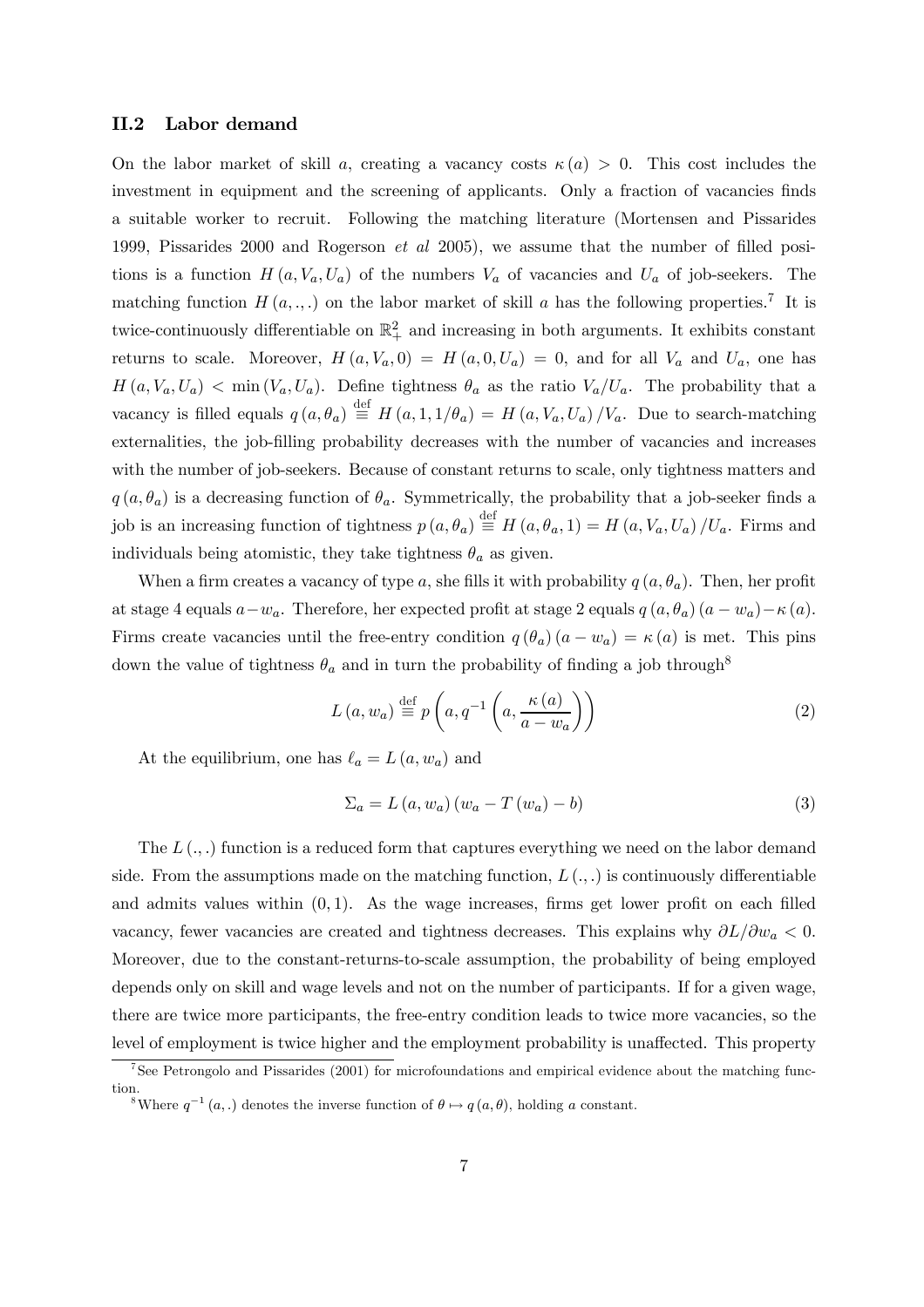### II.2 Labor demand

On the labor market of skill $a$, creating a vacancy costs $\kappa(a) > 0$. This cost includes the investment in equipment and the screening of applicants. Only a fraction of vacancies finds a suitable worker to recruit. Following the matching literature (Mortensen and Pissarides 1999, Pissarides 2000 and Rogerson *et al* 2005), we assume that the number of filled positions is a function $H(a, V_a, U_a)$ of the numbers $V_a$ of vacancies and $U_a$ of job-seekers. The matching function $H(a, ., .)$ on the labor market of skill $a$ has the following properties.[7] It is twice-continuously differentiable on $\mathbb{R}_+^2$ and increasing in both arguments. It exhibits constant returns to scale. Moreover, $H(a, V_a, 0) = H(a, 0, U_a) = 0$, and for all $V_a$ and $U_a$, one has $H(a, V_a, U_a) < \min(V_a, U_a)$. Define tightness $\theta_a$ as the ratio $V_a/U_a$. The probability that a vacancy is filled equals $q(a, \theta_a) \stackrel{\text{def}}{\equiv} H(a, 1, 1/\theta_a) = H(a, V_a, U_a)/V_a$. Due to search-matching externalities, the job-filling probability decreases with the number of vacancies and increases with the number of job-seekers. Because of constant returns to scale, only tightness matters and $q(a, \theta_a)$ is a decreasing function of $\theta_a$. Symmetrically, the probability that a job-seeker finds a job is an increasing function of tightness $p(a, \theta_a) \stackrel{\text{def}}{\equiv} H(a, \theta_a, 1) = H(a, V_a, U_a)/U_a$. Firms and individuals being atomistic, they take tightness $\theta_a$ as given.

When a firm creates a vacancy of type $a$, she fills it with probability $q(a, \theta_a)$. Then, her profit at stage 4 equals $a - w_a$. Therefore, her expected profit at stage 2 equals $q(a, \theta_a)(a - w_a) - \kappa(a)$. Firms create vacancies until the free-entry condition $q(\theta_a)(a - w_a) = \kappa(a)$ is met. This pins down the value of tightness $\theta_a$ and in turn the probability of finding a job through[8]

$$L(a, w_a) \stackrel{\text{def}}{\equiv} p\left(a, q^{-1}\left(a, \frac{\kappa(a)}{a - w_a}\right)\right) \tag{2}$$

At the equilibrium, one has $\ell_a = L(a, w_a)$ and

$$\Sigma_a = L(a, w_a)(w_a - T(w_a) - b) \tag{3}$$

The $L(., .)$ function is a reduced form that captures everything we need on the labor demand side. From the assumptions made on the matching function, $L(., .)$ is continuously differentiable and admits values within $(0, 1)$. As the wage increases, firms get lower profit on each filled vacancy, fewer vacancies are created and tightness decreases. This explains why $\partial L/\partial w_a < 0$. Moreover, due to the constant-returns-to-scale assumption, the probability of being employed depends only on skill and wage levels and not on the number of participants. If for a given wage, there are twice more participants, the free-entry condition leads to twice more vacancies, so the level of employment is twice higher and the employment probability is unaffected. This property

[7] See Petrongolo and Pissarides (2001) for microfoundations and empirical evidence about the matching function.

[8] Where $q^{-1}(a, .)$ denotes the inverse function of $\theta \mapsto q(a, \theta)$, holding $a$ constant.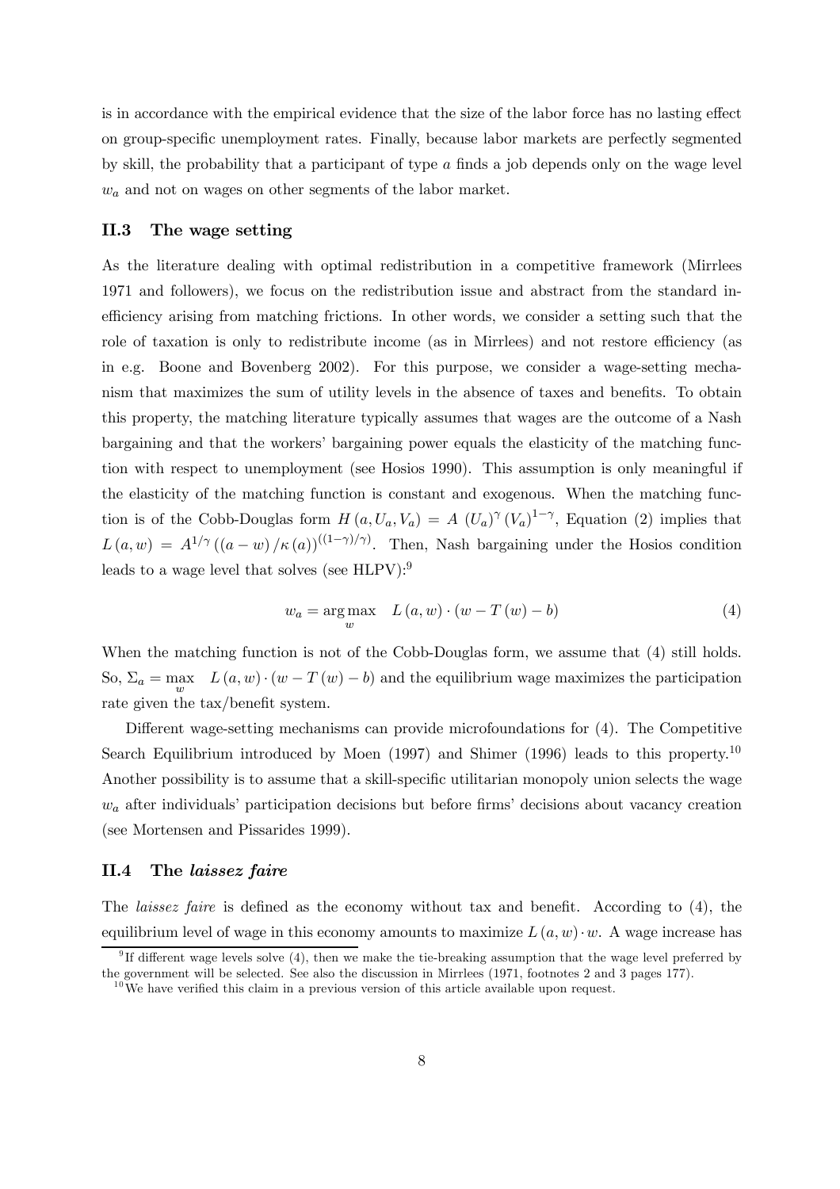is in accordance with the empirical evidence that the size of the labor force has no lasting effect on group-specific unemployment rates. Finally, because labor markets are perfectly segmented by skill, the probability that a participant of type $a$ finds a job depends only on the wage level $w_a$ and not on wages on other segments of the labor market.

## II.3 The wage setting

As the literature dealing with optimal redistribution in a competitive framework (Mirrlees 1971 and followers), we focus on the redistribution issue and abstract from the standard inefficiency arising from matching frictions. In other words, we consider a setting such that the role of taxation is only to redistribute income (as in Mirrlees) and not restore efficiency (as in e.g. Boone and Bovenberg 2002). For this purpose, we consider a wage-setting mechanism that maximizes the sum of utility levels in the absence of taxes and benefits. To obtain this property, the matching literature typically assumes that wages are the outcome of a Nash bargaining and that the workers' bargaining power equals the elasticity of the matching function with respect to unemployment (see Hosios 1990). This assumption is only meaningful if the elasticity of the matching function is constant and exogenous. When the matching function is of the Cobb-Douglas form $H(a, U_a, V_a) = A\,(U_a)^{\gamma}(V_a)^{1-\gamma}$, Equation (2) implies that $L(a, w) = A^{1/\gamma}\left((a-w)/\kappa(a)\right)^{((1-\gamma)/\gamma)}$. Then, Nash bargaining under the Hosios condition leads to a wage level that solves (see HLPV):[9]

$$w_a = \arg\max_{w} \quad L(a, w) \cdot (w - T(w) - b) \tag{4}$$

When the matching function is not of the Cobb-Douglas form, we assume that (4) still holds. So, $\Sigma_a = \max_{w} \quad L(a, w) \cdot (w - T(w) - b)$ and the equilibrium wage maximizes the participation rate given the tax/benefit system.

Different wage-setting mechanisms can provide microfoundations for (4). The Competitive Search Equilibrium introduced by Moen (1997) and Shimer (1996) leads to this property.[10] Another possibility is to assume that a skill-specific utilitarian monopoly union selects the wage $w_a$ after individuals' participation decisions but before firms' decisions about vacancy creation (see Mortensen and Pissarides 1999).

## II.4 The *laissez faire*

The *laissez faire* is defined as the economy without tax and benefit. According to (4), the equilibrium level of wage in this economy amounts to maximize $L(a, w) \cdot w$. A wage increase has

[9] If different wage levels solve (4), then we make the tie-breaking assumption that the wage level preferred by the government will be selected. See also the discussion in Mirrlees (1971, footnotes 2 and 3 pages 177).

[10] We have verified this claim in a previous version of this article available upon request.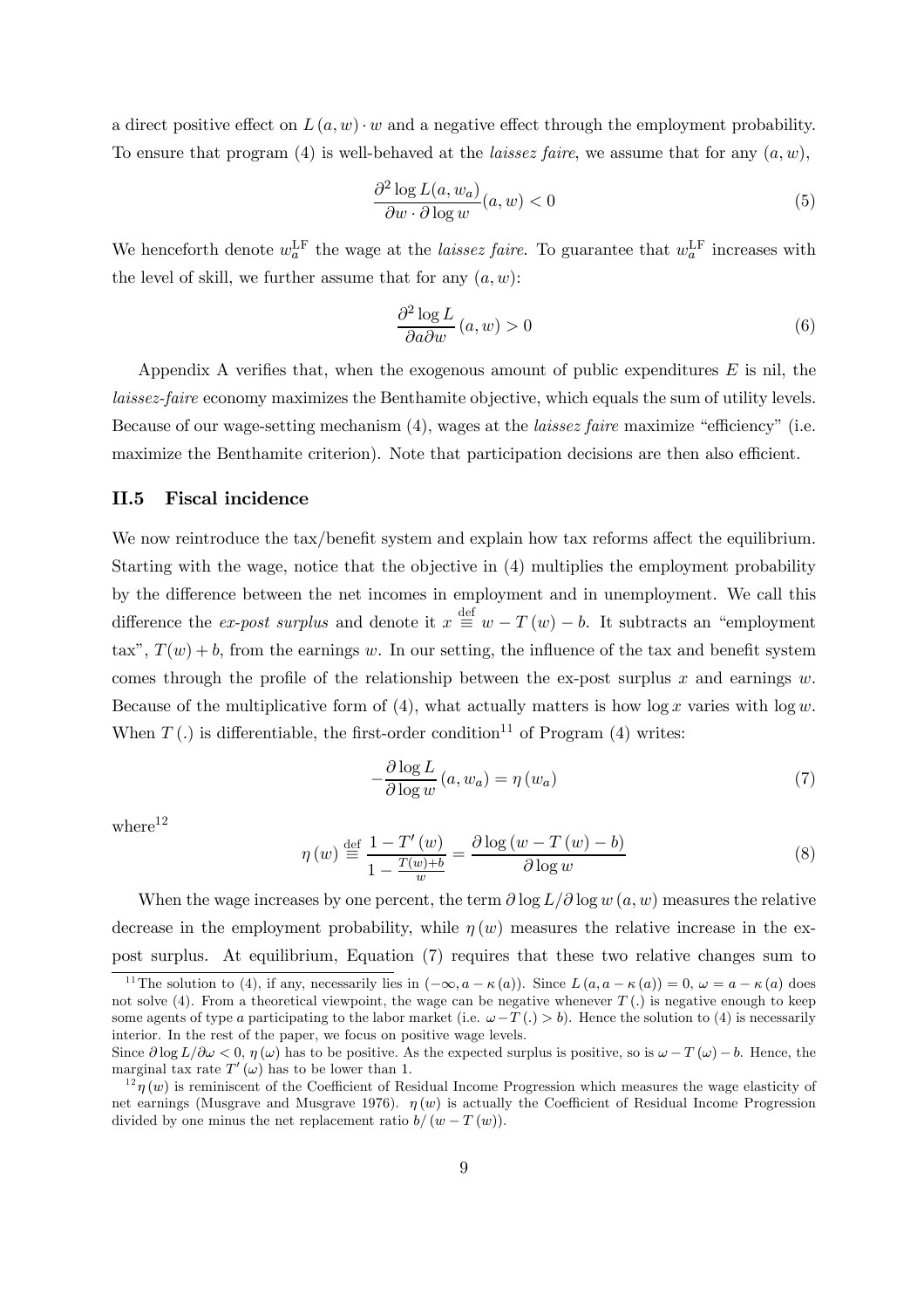a direct positive effect on $L(a, w) \cdot w$ and a negative effect through the employment probability. To ensure that program (4) is well-behaved at the *laissez faire*, we assume that for any $(a, w)$,

$$\frac{\partial^2 \log L(a, w_a)}{\partial w \cdot \partial \log w}(a, w) < 0 \tag{5}$$

We henceforth denote $w_a^{\text{LF}}$ the wage at the *laissez faire*. To guarantee that $w_a^{\text{LF}}$ increases with the level of skill, we further assume that for any $(a, w)$:

$$\frac{\partial^2 \log L}{\partial a \partial w}(a, w) > 0 \tag{6}$$

Appendix A verifies that, when the exogenous amount of public expenditures $E$ is nil, the *laissez-faire* economy maximizes the Benthamite objective, which equals the sum of utility levels. Because of our wage-setting mechanism (4), wages at the *laissez faire* maximize "efficiency" (i.e. maximize the Benthamite criterion). Note that participation decisions are then also efficient.

### II.5 Fiscal incidence

We now reintroduce the tax/benefit system and explain how tax reforms affect the equilibrium. Starting with the wage, notice that the objective in (4) multiplies the employment probability by the difference between the net incomes in employment and in unemployment. We call this difference the *ex-post surplus* and denote it $x \stackrel{\text{def}}{\equiv} w - T(w) - b$. It subtracts an "employment tax", $T(w) + b$, from the earnings $w$. In our setting, the influence of the tax and benefit system comes through the profile of the relationship between the ex-post surplus $x$ and earnings $w$. Because of the multiplicative form of (4), what actually matters is how $\log x$ varies with $\log w$. When $T(.)$ is differentiable, the first-order condition[11] of Program (4) writes:

$$-\frac{\partial \log L}{\partial \log w}(a, w_a) = \eta(w_a) \tag{7}$$

where[12]

$$\eta(w) \stackrel{\text{def}}{\equiv} \frac{1 - T'(w)}{1 - \frac{T(w)+b}{w}} = \frac{\partial \log(w - T(w) - b)}{\partial \log w} \tag{8}$$

When the wage increases by one percent, the term $\partial \log L / \partial \log w \,(a, w)$ measures the relative decrease in the employment probability, while $\eta(w)$ measures the relative increase in the ex-post surplus. At equilibrium, Equation (7) requires that these two relative changes sum to

---

[11] The solution to (4), if any, necessarily lies in $(-\infty, a - \kappa(a))$. Since $L(a, a - \kappa(a)) = 0$, $\omega = a - \kappa(a)$ does not solve (4). From a theoretical viewpoint, the wage can be negative whenever $T(.)$ is negative enough to keep some agents of type $a$ participating to the labor market (i.e. $\omega - T(.) > b$). Hence the solution to (4) is necessarily interior. In the rest of the paper, we focus on positive wage levels.
Since $\partial \log L / \partial \omega < 0$, $\eta(\omega)$ has to be positive. As the expected surplus is positive, so is $\omega - T(\omega) - b$. Hence, the marginal tax rate $T'(\omega)$ has to be lower than 1.

[12] $\eta(w)$ is reminiscent of the Coefficient of Residual Income Progression which measures the wage elasticity of net earnings (Musgrave and Musgrave 1976). $\eta(w)$ is actually the Coefficient of Residual Income Progression divided by one minus the net replacement ratio $b/(w - T(w))$.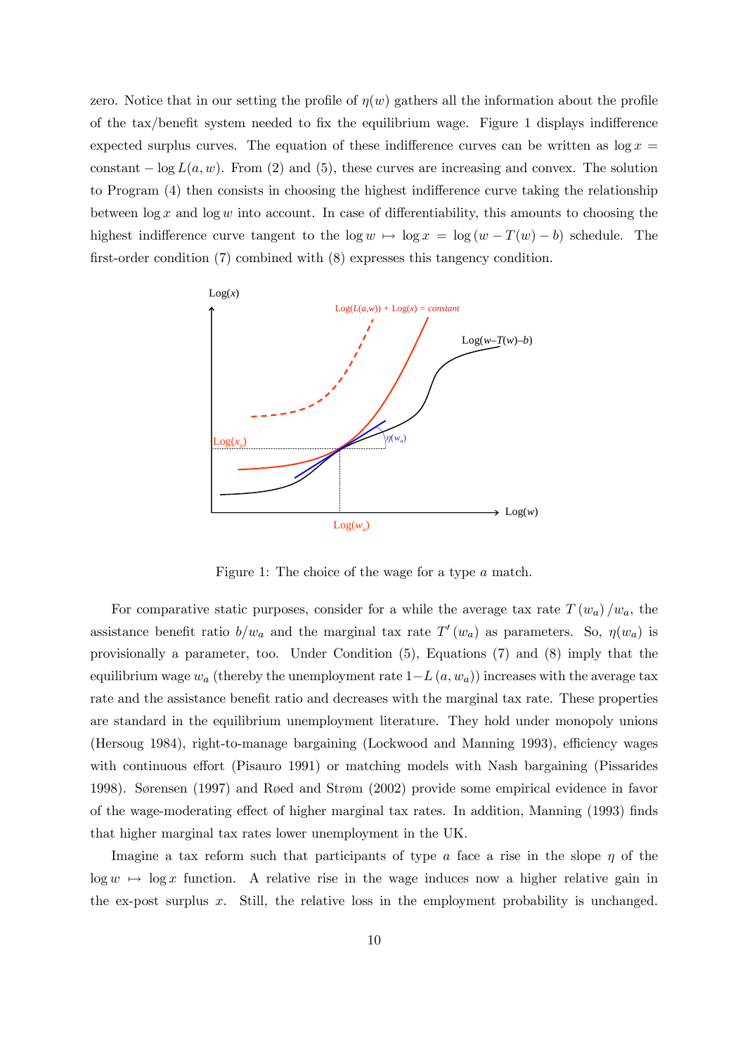zero. Notice that in our setting the profile of $\eta(w)$ gathers all the information about the profile of the tax/benefit system needed to fix the equilibrium wage. Figure 1 displays indifference expected surplus curves. The equation of these indifference curves can be written as $\log x = \text{constant} - \log L(a, w)$. From (2) and (5), these curves are increasing and convex. The solution to Program (4) then consists in choosing the highest indifference curve taking the relationship between $\log x$ and $\log w$ into account. In case of differentiability, this amounts to choosing the highest indifference curve tangent to the $\log w \mapsto \log x = \log(w - T(w) - b)$ schedule. The first-order condition (7) combined with (8) expresses this tangency condition.

Figure 1: The choice of the wage for a type $a$ match.

For comparative static purposes, consider for a while the average tax rate $T(w_a)/w_a$, the assistance benefit ratio $b/w_a$ and the marginal tax rate $T'(w_a)$ as parameters. So, $\eta(w_a)$ is provisionally a parameter, too. Under Condition (5), Equations (7) and (8) imply that the equilibrium wage $w_a$ (thereby the unemployment rate $1-L(a, w_a)$) increases with the average tax rate and the assistance benefit ratio and decreases with the marginal tax rate. These properties are standard in the equilibrium unemployment literature. They hold under monopoly unions (Hersoug 1984), right-to-manage bargaining (Lockwood and Manning 1993), efficiency wages with continuous effort (Pisauro 1991) or matching models with Nash bargaining (Pissarides 1998). Sørensen (1997) and Røed and Strøm (2002) provide some empirical evidence in favor of the wage-moderating effect of higher marginal tax rates. In addition, Manning (1993) finds that higher marginal tax rates lower unemployment in the UK.

Imagine a tax reform such that participants of type $a$ face a rise in the slope $\eta$ of the $\log w \mapsto \log x$ function. A relative rise in the wage induces now a higher relative gain in the ex-post surplus $x$. Still, the relative loss in the employment probability is unchanged.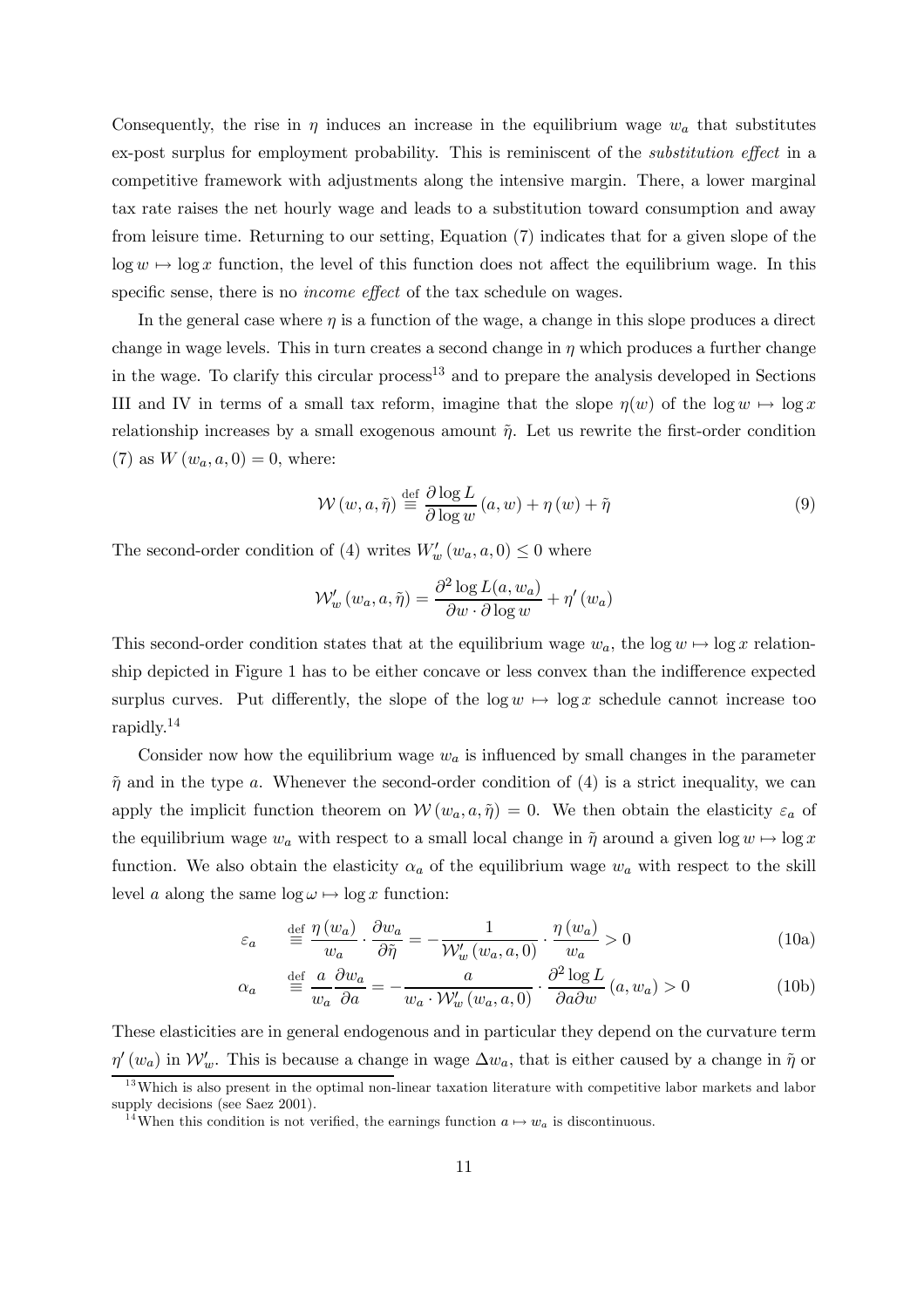Consequently, the rise in $\eta$ induces an increase in the equilibrium wage $w_a$ that substitutes ex-post surplus for employment probability. This is reminiscent of the *substitution effect* in a competitive framework with adjustments along the intensive margin. There, a lower marginal tax rate raises the net hourly wage and leads to a substitution toward consumption and away from leisure time. Returning to our setting, Equation (7) indicates that for a given slope of the $\log w \mapsto \log x$ function, the level of this function does not affect the equilibrium wage. In this specific sense, there is no *income effect* of the tax schedule on wages.

In the general case where $\eta$ is a function of the wage, a change in this slope produces a direct change in wage levels. This in turn creates a second change in $\eta$ which produces a further change in the wage. To clarify this circular process[13] and to prepare the analysis developed in Sections III and IV in terms of a small tax reform, imagine that the slope $\eta(w)$ of the $\log w \mapsto \log x$ relationship increases by a small exogenous amount $\tilde{\eta}$. Let us rewrite the first-order condition (7) as $W(w_a, a, 0) = 0$, where:

$$\mathcal{W}(w, a, \tilde{\eta}) \stackrel{\text{def}}{\equiv} \frac{\partial \log L}{\partial \log w}(a, w) + \eta(w) + \tilde{\eta} \tag{9}$$

The second-order condition of (4) writes $W'_w(w_a, a, 0) \leq 0$ where

$$\mathcal{W}'_w(w_a, a, \tilde{\eta}) = \frac{\partial^2 \log L(a, w_a)}{\partial w \cdot \partial \log w} + \eta'(w_a)$$

This second-order condition states that at the equilibrium wage $w_a$, the $\log w \mapsto \log x$ relationship depicted in Figure 1 has to be either concave or less convex than the indifference expected surplus curves. Put differently, the slope of the $\log w \mapsto \log x$ schedule cannot increase too rapidly.[14]

Consider now how the equilibrium wage $w_a$ is influenced by small changes in the parameter $\tilde{\eta}$ and in the type $a$. Whenever the second-order condition of (4) is a strict inequality, we can apply the implicit function theorem on $\mathcal{W}(w_a, a, \tilde{\eta}) = 0$. We then obtain the elasticity $\varepsilon_a$ of the equilibrium wage $w_a$ with respect to a small local change in $\tilde{\eta}$ around a given $\log w \mapsto \log x$ function. We also obtain the elasticity $\alpha_a$ of the equilibrium wage $w_a$ with respect to the skill level $a$ along the same $\log \omega \mapsto \log x$ function:

$$\varepsilon_a \quad \stackrel{\text{def}}{\equiv} \frac{\eta(w_a)}{w_a} \cdot \frac{\partial w_a}{\partial \tilde{\eta}} = -\frac{1}{\mathcal{W}'_w(w_a, a, 0)} \cdot \frac{\eta(w_a)}{w_a} > 0 \tag{10a}$$

$$\alpha_a \quad \stackrel{\text{def}}{\equiv} \frac{a}{w_a}\frac{\partial w_a}{\partial a} = -\frac{a}{w_a \cdot \mathcal{W}'_w(w_a, a, 0)} \cdot \frac{\partial^2 \log L}{\partial a \partial w}(a, w_a) > 0 \tag{10b}$$

These elasticities are in general endogenous and in particular they depend on the curvature term $\eta'(w_a)$ in $\mathcal{W}'_w$. This is because a change in wage $\Delta w_a$, that is either caused by a change in $\tilde{\eta}$ or

[13] Which is also present in the optimal non-linear taxation literature with competitive labor markets and labor supply decisions (see Saez 2001).

[14] When this condition is not verified, the earnings function $a \mapsto w_a$ is discontinuous.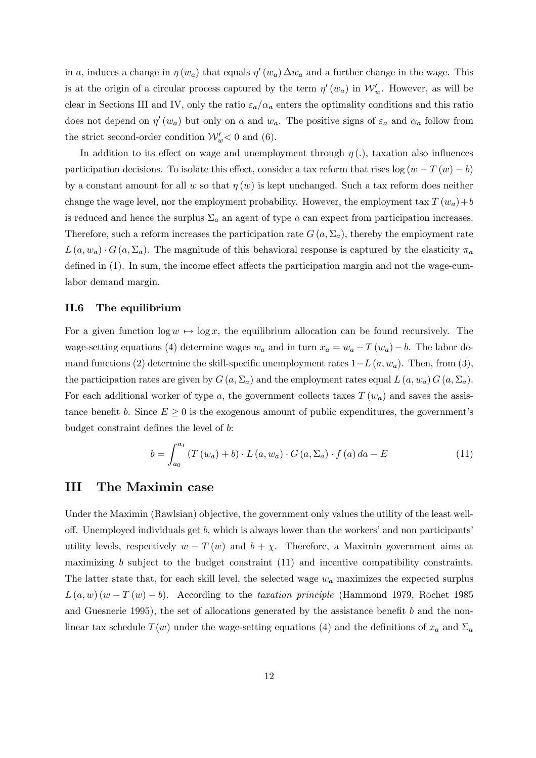in $a$, induces a change in $\eta(w_a)$ that equals $\eta'(w_a)\,\Delta w_a$ and a further change in the wage. This is at the origin of a circular process captured by the term $\eta'(w_a)$ in $\mathcal{W}'_w$. However, as will be clear in Sections III and IV, only the ratio $\varepsilon_a/\alpha_a$ enters the optimality conditions and this ratio does not depend on $\eta'(w_a)$ but only on $a$ and $w_a$. The positive signs of $\varepsilon_a$ and $\alpha_a$ follow from the strict second-order condition $\mathcal{W}'_w < 0$ and (6).

In addition to its effect on wage and unemployment through $\eta(.)$, taxation also influences participation decisions. To isolate this effect, consider a tax reform that rises $\log(w - T(w) - b)$ by a constant amount for all $w$ so that $\eta(w)$ is kept unchanged. Such a tax reform does neither change the wage level, nor the employment probability. However, the employment tax $T(w_a) + b$ is reduced and hence the surplus $\Sigma_a$ an agent of type $a$ can expect from participation increases. Therefore, such a reform increases the participation rate $G(a, \Sigma_a)$, thereby the employment rate $L(a, w_a) \cdot G(a, \Sigma_a)$. The magnitude of this behavioral response is captured by the elasticity $\pi_a$ defined in (1). In sum, the income effect affects the participation margin and not the wage-cum-labor demand margin.

### II.6 The equilibrium

For a given function $\log w \mapsto \log x$, the equilibrium allocation can be found recursively. The wage-setting equations (4) determine wages $w_a$ and in turn $x_a = w_a - T(w_a) - b$. The labor demand functions (2) determine the skill-specific unemployment rates $1 - L(a, w_a)$. Then, from (3), the participation rates are given by $G(a, \Sigma_a)$ and the employment rates equal $L(a, w_a)\, G(a, \Sigma_a)$. For each additional worker of type $a$, the government collects taxes $T(w_a)$ and saves the assistance benefit $b$. Since $E \geq 0$ is the exogenous amount of public expenditures, the government's budget constraint defines the level of $b$:

$$b = \int_{a_0}^{a_1} (T(w_a) + b) \cdot L(a, w_a) \cdot G(a, \Sigma_a) \cdot f(a)\, da - E \tag{11}$$

## III The Maximin case

Under the Maximin (Rawlsian) objective, the government only values the utility of the least well-off. Unemployed individuals get $b$, which is always lower than the workers' and non participants' utility levels, respectively $w - T(w)$ and $b + \chi$. Therefore, a Maximin government aims at maximizing $b$ subject to the budget constraint (11) and incentive compatibility constraints. The latter state that, for each skill level, the selected wage $w_a$ maximizes the expected surplus $L(a, w)(w - T(w) - b)$. According to the *taxation principle* (Hammond 1979, Rochet 1985 and Guesnerie 1995), the set of allocations generated by the assistance benefit $b$ and the non-linear tax schedule $T(w)$ under the wage-setting equations (4) and the definitions of $x_a$ and $\Sigma_a$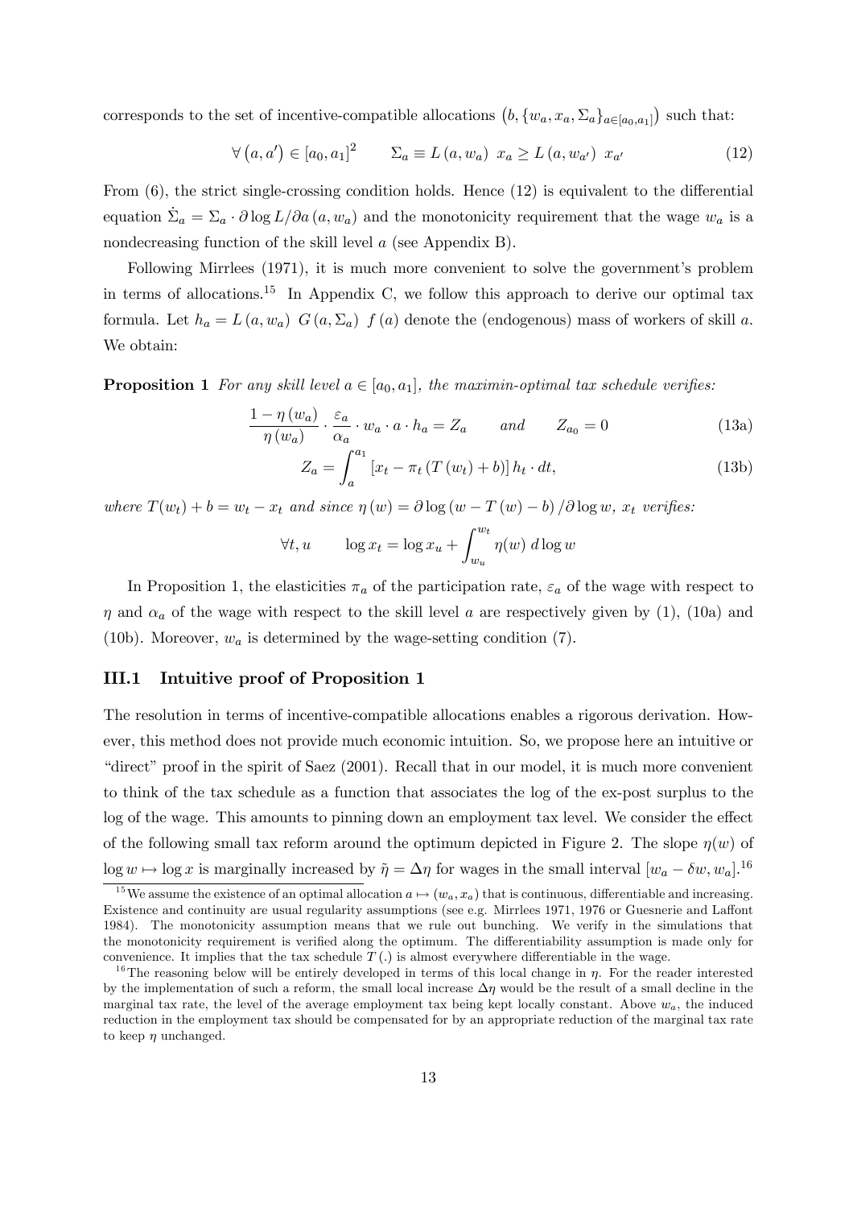corresponds to the set of incentive-compatible allocations $\left(b, \{w_a, x_a, \Sigma_a\}_{a \in [a_0, a_1]}\right)$ such that:

$$\forall \left(a, a'\right) \in [a_0, a_1]^2 \qquad \Sigma_a \equiv L\left(a, w_a\right)\ x_a \geq L\left(a, w_{a'}\right)\ x_{a'} \tag{12}$$

From (6), the strict single-crossing condition holds. Hence (12) is equivalent to the differential equation $\dot{\Sigma}_a = \Sigma_a \cdot \partial \log L / \partial a\left(a, w_a\right)$ and the monotonicity requirement that the wage $w_a$ is a nondecreasing function of the skill level $a$ (see Appendix B).

Following Mirrlees (1971), it is much more convenient to solve the government's problem in terms of allocations.[15] In Appendix C, we follow this approach to derive our optimal tax formula. Let $h_a = L\left(a, w_a\right)\ G\left(a, \Sigma_a\right)\ f\left(a\right)$ denote the (endogenous) mass of workers of skill $a$. We obtain:

**Proposition 1** *For any skill level $a \in [a_0, a_1]$, the maximin-optimal tax schedule verifies:*

$$\frac{1 - \eta\left(w_a\right)}{\eta\left(w_a\right)} \cdot \frac{\varepsilon_a}{\alpha_a} \cdot w_a \cdot a \cdot h_a = Z_a \qquad \textit{and} \qquad Z_{a_0} = 0 \tag{13a}$$

$$Z_a = \int_a^{a_1} \left[x_t - \pi_t\left(T\left(w_t\right) + b\right)\right] h_t \cdot dt, \tag{13b}$$

*where $T(w_t) + b = w_t - x_t$ and since $\eta\left(w\right) = \partial \log\left(w - T\left(w\right) - b\right) / \partial \log w$, $x_t$ verifies:*

$$\forall t, u \qquad \log x_t = \log x_u + \int_{w_u}^{w_t} \eta(w)\ d\log w$$

In Proposition 1, the elasticities $\pi_a$ of the participation rate, $\varepsilon_a$ of the wage with respect to $\eta$ and $\alpha_a$ of the wage with respect to the skill level $a$ are respectively given by (1), (10a) and (10b). Moreover, $w_a$ is determined by the wage-setting condition (7).

### III.1 Intuitive proof of Proposition 1

The resolution in terms of incentive-compatible allocations enables a rigorous derivation. However, this method does not provide much economic intuition. So, we propose here an intuitive or "direct" proof in the spirit of Saez (2001). Recall that in our model, it is much more convenient to think of the tax schedule as a function that associates the log of the ex-post surplus to the log of the wage. This amounts to pinning down an employment tax level. We consider the effect of the following small tax reform around the optimum depicted in Figure 2. The slope $\eta(w)$ of $\log w \mapsto \log x$ is marginally increased by $\tilde{\eta} = \Delta\eta$ for wages in the small interval $[w_a - \delta w, w_a]$.[16]

[15] We assume the existence of an optimal allocation $a \mapsto \left(w_a, x_a\right)$ that is continuous, differentiable and increasing. Existence and continuity are usual regularity assumptions (see e.g. Mirrlees 1971, 1976 or Guesnerie and Laffont 1984). The monotonicity assumption means that we rule out bunching. We verify in the simulations that the monotonicity requirement is verified along the optimum. The differentiability assumption is made only for convenience. It implies that the tax schedule $T\left(.\right)$ is almost everywhere differentiable in the wage.

[16] The reasoning below will be entirely developed in terms of this local change in $\eta$. For the reader interested by the implementation of such a reform, the small local increase $\Delta\eta$ would be the result of a small decline in the marginal tax rate, the level of the average employment tax being kept locally constant. Above $w_a$, the induced reduction in the employment tax should be compensated for by an appropriate reduction of the marginal tax rate to keep $\eta$ unchanged.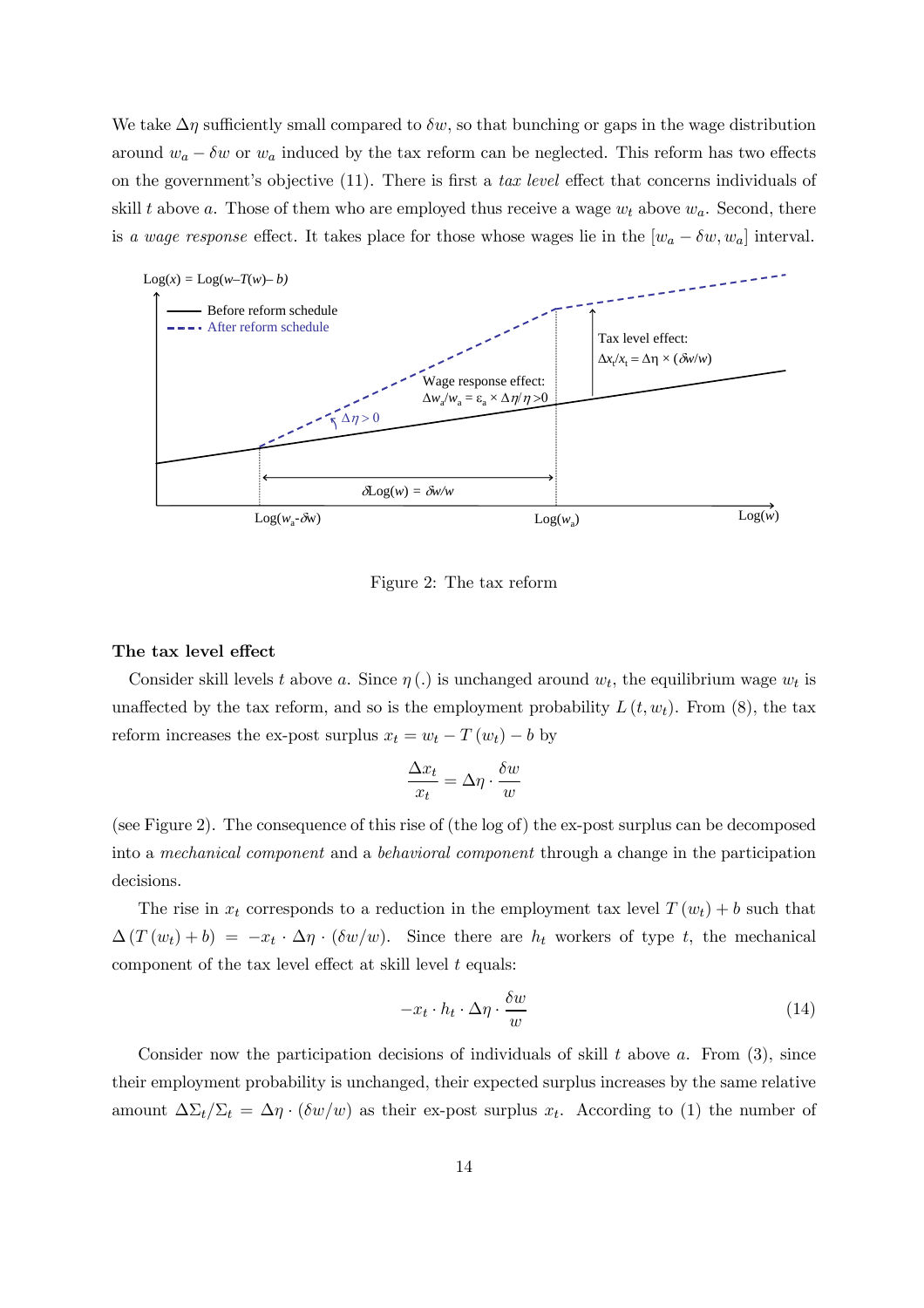We take $\Delta\eta$ sufficiently small compared to $\delta w$, so that bunching or gaps in the wage distribution around $w_a - \delta w$ or $w_a$ induced by the tax reform can be neglected. This reform has two effects on the government's objective (11). There is first a *tax level* effect that concerns individuals of skill $t$ above $a$. Those of them who are employed thus receive a wage $w_t$ above $w_a$. Second, there is *a wage response* effect. It takes place for those whose wages lie in the $[w_a - \delta w, w_a]$ interval.

Figure 2: The tax reform

### The tax level effect

Consider skill levels $t$ above $a$. Since $\eta(.)$ is unchanged around $w_t$, the equilibrium wage $w_t$ is unaffected by the tax reform, and so is the employment probability $L(t, w_t)$. From (8), the tax reform increases the ex-post surplus $x_t = w_t - T(w_t) - b$ by

$$\frac{\Delta x_t}{x_t} = \Delta\eta \cdot \frac{\delta w}{w}$$

(see Figure 2). The consequence of this rise of (the log of) the ex-post surplus can be decomposed into a *mechanical component* and a *behavioral component* through a change in the participation decisions.

The rise in $x_t$ corresponds to a reduction in the employment tax level $T(w_t) + b$ such that $\Delta(T(w_t) + b) = -x_t \cdot \Delta\eta \cdot (\delta w/w)$. Since there are $h_t$ workers of type $t$, the mechanical component of the tax level effect at skill level $t$ equals:

$$-x_t \cdot h_t \cdot \Delta\eta \cdot \frac{\delta w}{w} \tag{14}$$

Consider now the participation decisions of individuals of skill $t$ above $a$. From (3), since their employment probability is unchanged, their expected surplus increases by the same relative amount $\Delta\Sigma_t/\Sigma_t = \Delta\eta \cdot (\delta w/w)$ as their ex-post surplus $x_t$. According to (1) the number of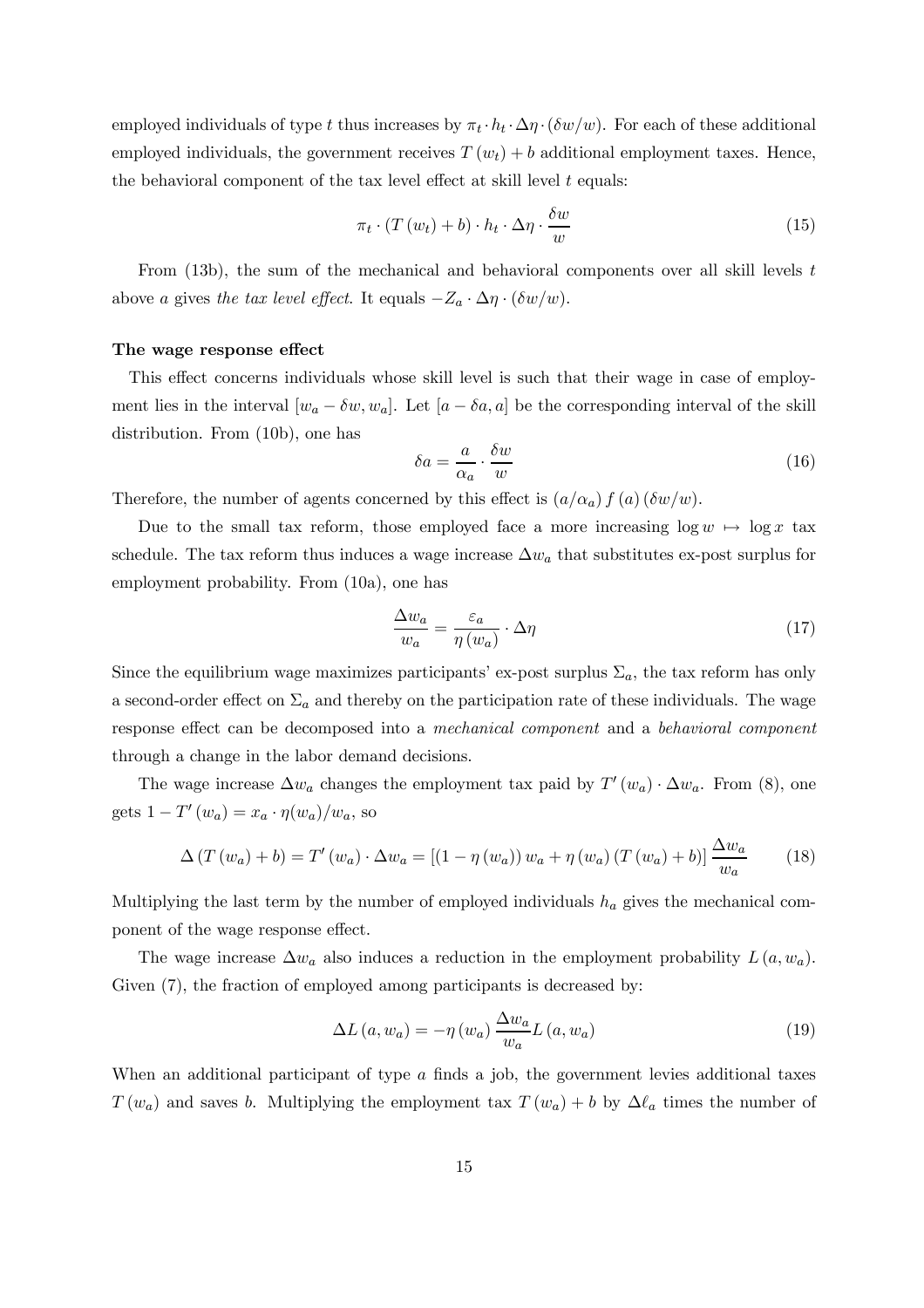employed individuals of type $t$ thus increases by $\pi_t \cdot h_t \cdot \Delta\eta \cdot (\delta w/w)$. For each of these additional employed individuals, the government receives $T(w_t) + b$ additional employment taxes. Hence, the behavioral component of the tax level effect at skill level $t$ equals:

$$\pi_t \cdot (T(w_t) + b) \cdot h_t \cdot \Delta\eta \cdot \frac{\delta w}{w} \tag{15}$$

From (13b), the sum of the mechanical and behavioral components over all skill levels $t$ above $a$ gives *the tax level effect*. It equals $-Z_a \cdot \Delta\eta \cdot (\delta w/w)$.

**The wage response effect**

This effect concerns individuals whose skill level is such that their wage in case of employment lies in the interval $[w_a - \delta w, w_a]$. Let $[a - \delta a, a]$ be the corresponding interval of the skill distribution. From (10b), one has

$$\delta a = \frac{a}{\alpha_a} \cdot \frac{\delta w}{w} \tag{16}$$

Therefore, the number of agents concerned by this effect is $(a/\alpha_a) f(a) (\delta w/w)$.

Due to the small tax reform, those employed face a more increasing $\log w \mapsto \log x$ tax schedule. The tax reform thus induces a wage increase $\Delta w_a$ that substitutes ex-post surplus for employment probability. From (10a), one has

$$\frac{\Delta w_a}{w_a} = \frac{\varepsilon_a}{\eta(w_a)} \cdot \Delta\eta \tag{17}$$

Since the equilibrium wage maximizes participants' ex-post surplus $\Sigma_a$, the tax reform has only a second-order effect on $\Sigma_a$ and thereby on the participation rate of these individuals. The wage response effect can be decomposed into a *mechanical component* and a *behavioral component* through a change in the labor demand decisions.

The wage increase $\Delta w_a$ changes the employment tax paid by $T'(w_a) \cdot \Delta w_a$. From (8), one gets $1 - T'(w_a) = x_a \cdot \eta(w_a)/w_a$, so

$$\Delta(T(w_a) + b) = T'(w_a) \cdot \Delta w_a = [(1 - \eta(w_a)) w_a + \eta(w_a)(T(w_a) + b)] \frac{\Delta w_a}{w_a} \tag{18}$$

Multiplying the last term by the number of employed individuals $h_a$ gives the mechanical component of the wage response effect.

The wage increase $\Delta w_a$ also induces a reduction in the employment probability $L(a, w_a)$. Given (7), the fraction of employed among participants is decreased by:

$$\Delta L(a, w_a) = -\eta(w_a) \frac{\Delta w_a}{w_a} L(a, w_a) \tag{19}$$

When an additional participant of type $a$ finds a job, the government levies additional taxes $T(w_a)$ and saves $b$. Multiplying the employment tax $T(w_a) + b$ by $\Delta \ell_a$ times the number of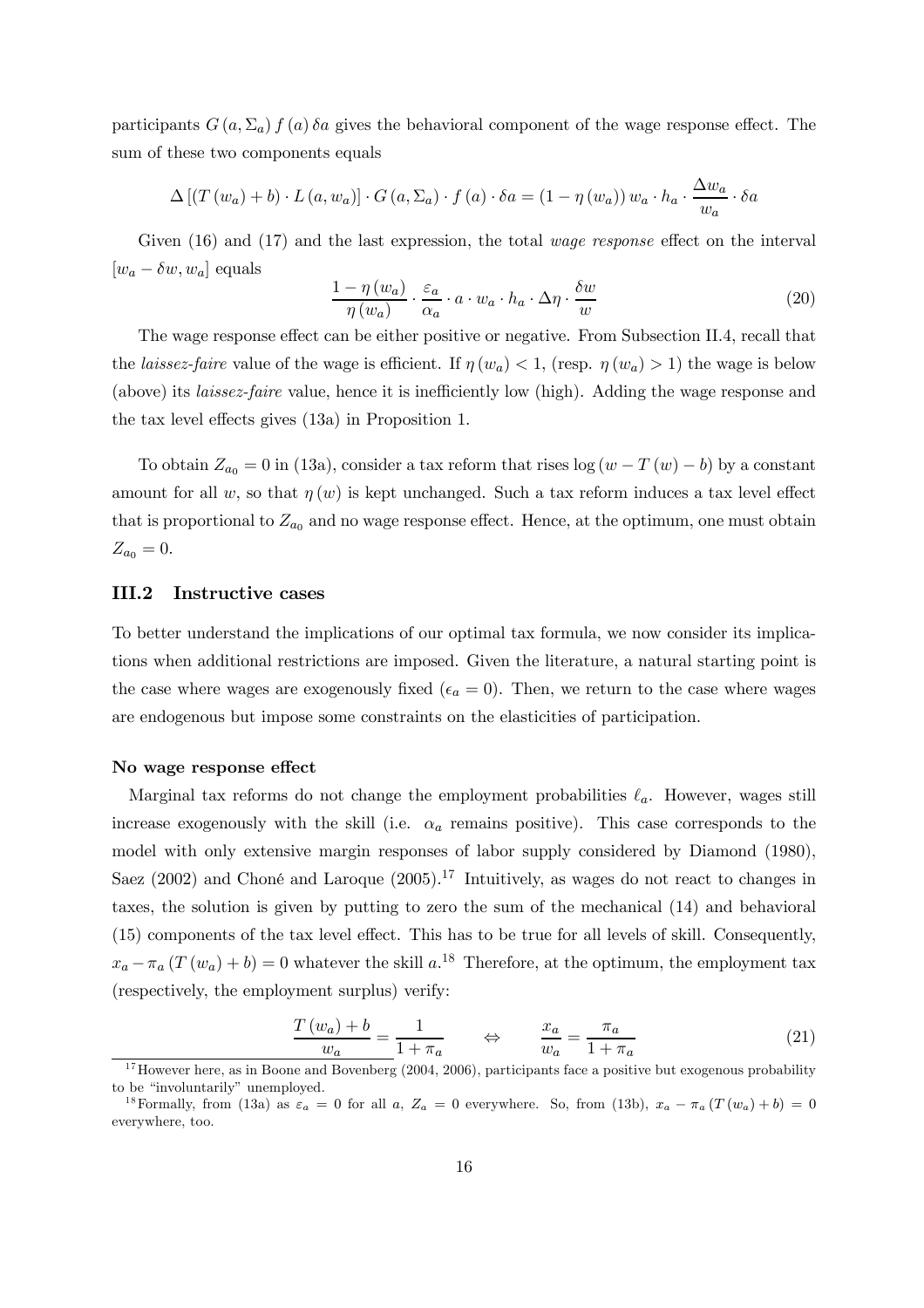participants $G(a, \Sigma_a) f(a) \delta a$ gives the behavioral component of the wage response effect. The sum of these two components equals

$$\Delta \left[ (T(w_a) + b) \cdot L(a, w_a) \right] \cdot G(a, \Sigma_a) \cdot f(a) \cdot \delta a = (1 - \eta(w_a)) \, w_a \cdot h_a \cdot \frac{\Delta w_a}{w_a} \cdot \delta a$$

Given (16) and (17) and the last expression, the total *wage response* effect on the interval $[w_a - \delta w, w_a]$ equals

$$\frac{1 - \eta(w_a)}{\eta(w_a)} \cdot \frac{\varepsilon_a}{\alpha_a} \cdot a \cdot w_a \cdot h_a \cdot \Delta \eta \cdot \frac{\delta w}{w} \tag{20}$$

The wage response effect can be either positive or negative. From Subsection II.4, recall that the *laissez-faire* value of the wage is efficient. If $\eta(w_a) < 1$, (resp. $\eta(w_a) > 1$) the wage is below (above) its *laissez-faire* value, hence it is inefficiently low (high). Adding the wage response and the tax level effects gives (13a) in Proposition 1.

To obtain $Z_{a_0} = 0$ in (13a), consider a tax reform that rises $\log(w - T(w) - b)$ by a constant amount for all $w$, so that $\eta(w)$ is kept unchanged. Such a tax reform induces a tax level effect that is proportional to $Z_{a_0}$ and no wage response effect. Hence, at the optimum, one must obtain $Z_{a_0} = 0$.

## III.2 Instructive cases

To better understand the implications of our optimal tax formula, we now consider its implications when additional restrictions are imposed. Given the literature, a natural starting point is the case where wages are exogenously fixed ($\epsilon_a = 0$). Then, we return to the case where wages are endogenous but impose some constraints on the elasticities of participation.

**No wage response effect**

Marginal tax reforms do not change the employment probabilities $\ell_a$. However, wages still increase exogenously with the skill (i.e. $\alpha_a$ remains positive). This case corresponds to the model with only extensive margin responses of labor supply considered by Diamond (1980), Saez (2002) and Choné and Laroque (2005).[17] Intuitively, as wages do not react to changes in taxes, the solution is given by putting to zero the sum of the mechanical (14) and behavioral (15) components of the tax level effect. This has to be true for all levels of skill. Consequently, $x_a - \pi_a (T(w_a) + b) = 0$ whatever the skill $a$.[18] Therefore, at the optimum, the employment tax (respectively, the employment surplus) verify:

$$\frac{T(w_a) + b}{w_a} = \frac{1}{1 + \pi_a} \qquad \Leftrightarrow \qquad \frac{x_a}{w_a} = \frac{\pi_a}{1 + \pi_a} \tag{21}$$

[17] However here, as in Boone and Bovenberg (2004, 2006), participants face a positive but exogenous probability to be "involuntarily" unemployed.

[18] Formally, from (13a) as $\varepsilon_a = 0$ for all $a$, $Z_a = 0$ everywhere. So, from (13b), $x_a - \pi_a (T(w_a) + b) = 0$ everywhere, too.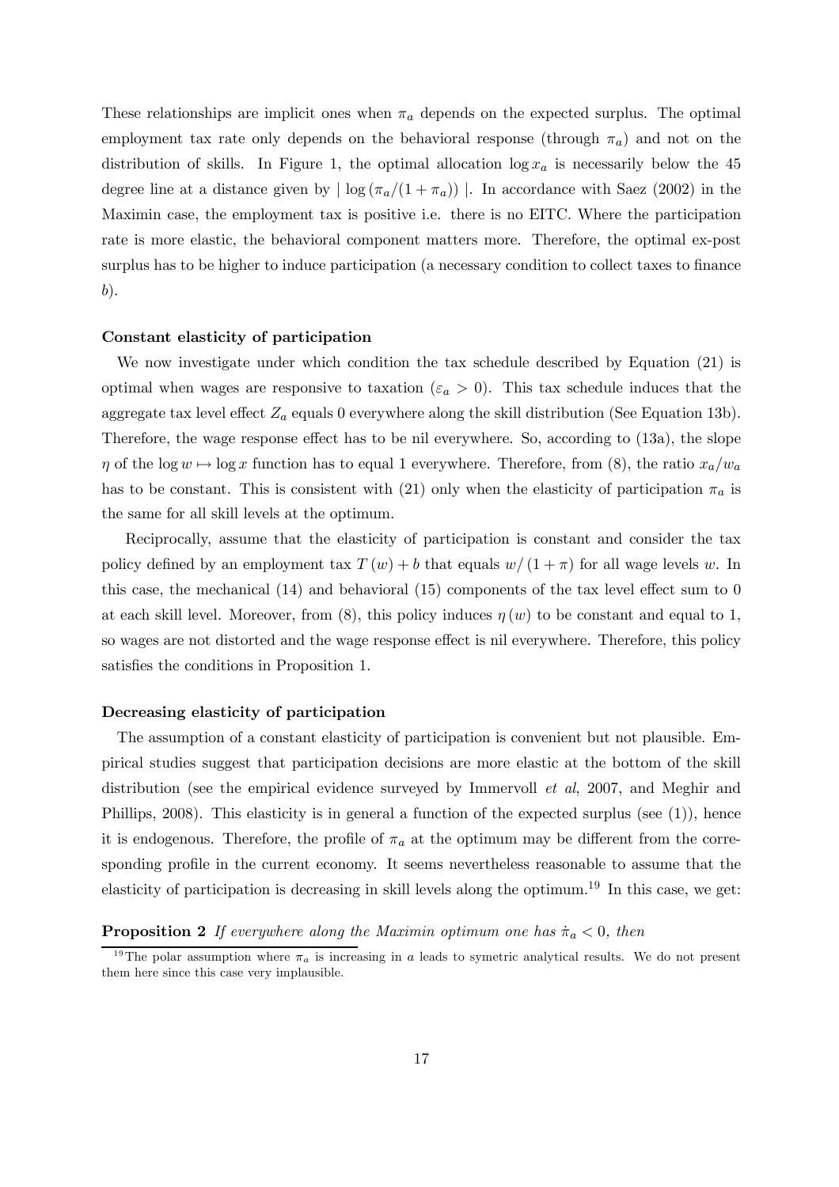These relationships are implicit ones when $\pi_a$ depends on the expected surplus. The optimal employment tax rate only depends on the behavioral response (through $\pi_a$) and not on the distribution of skills. In Figure 1, the optimal allocation $\log x_a$ is necessarily below the 45 degree line at a distance given by $|\log(\pi_a/(1+\pi_a))|$. In accordance with Saez (2002) in the Maximin case, the employment tax is positive i.e. there is no EITC. Where the participation rate is more elastic, the behavioral component matters more. Therefore, the optimal ex-post surplus has to be higher to induce participation (a necessary condition to collect taxes to finance $b$).

**Constant elasticity of participation**

We now investigate under which condition the tax schedule described by Equation (21) is optimal when wages are responsive to taxation ($\varepsilon_a > 0$). This tax schedule induces that the aggregate tax level effect $Z_a$ equals 0 everywhere along the skill distribution (See Equation 13b). Therefore, the wage response effect has to be nil everywhere. So, according to (13a), the slope $\eta$ of the $\log w \mapsto \log x$ function has to equal 1 everywhere. Therefore, from (8), the ratio $x_a/w_a$ has to be constant. This is consistent with (21) only when the elasticity of participation $\pi_a$ is the same for all skill levels at the optimum.

Reciprocally, assume that the elasticity of participation is constant and consider the tax policy defined by an employment tax $T(w) + b$ that equals $w/(1+\pi)$ for all wage levels $w$. In this case, the mechanical (14) and behavioral (15) components of the tax level effect sum to 0 at each skill level. Moreover, from (8), this policy induces $\eta(w)$ to be constant and equal to 1, so wages are not distorted and the wage response effect is nil everywhere. Therefore, this policy satisfies the conditions in Proposition 1.

**Decreasing elasticity of participation**

The assumption of a constant elasticity of participation is convenient but not plausible. Empirical studies suggest that participation decisions are more elastic at the bottom of the skill distribution (see the empirical evidence surveyed by Immervoll *et al*, 2007, and Meghir and Phillips, 2008). This elasticity is in general a function of the expected surplus (see (1)), hence it is endogenous. Therefore, the profile of $\pi_a$ at the optimum may be different from the corresponding profile in the current economy. It seems nevertheless reasonable to assume that the elasticity of participation is decreasing in skill levels along the optimum.[19] In this case, we get:

**Proposition 2** *If everywhere along the Maximin optimum one has $\dot{\pi}_a < 0$, then*

[19] The polar assumption where $\pi_a$ is increasing in $a$ leads to symetric analytical results. We do not present them here since this case very implausible.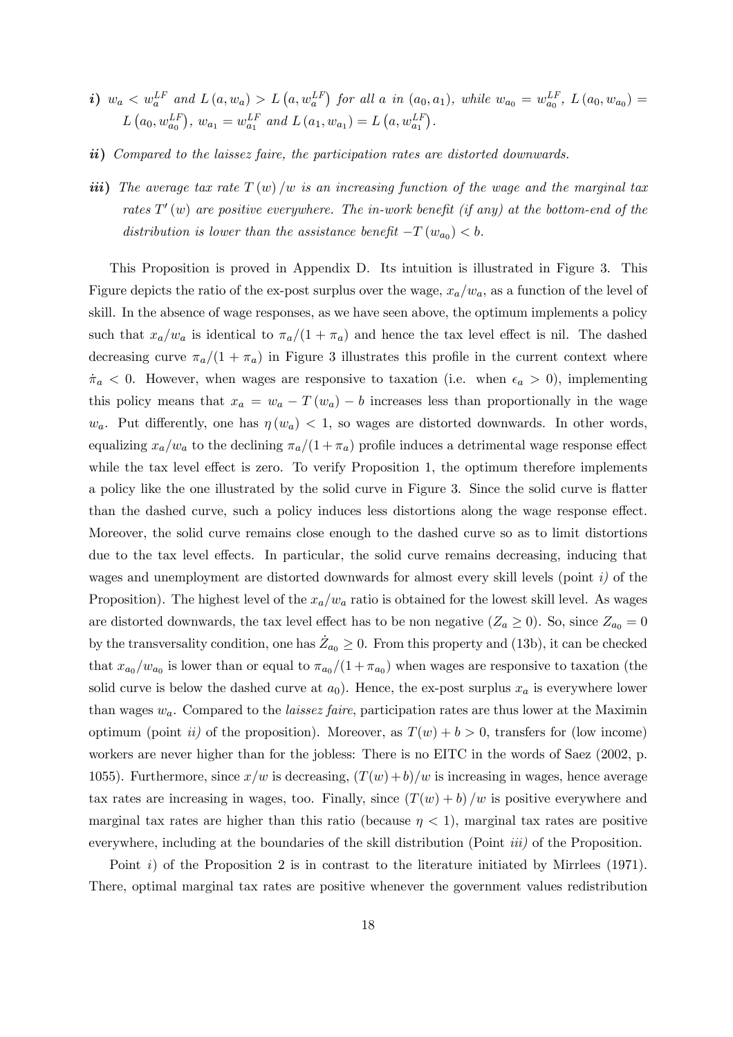***i)*** *$w_a < w_a^{LF}$ and $L(a, w_a) > L(a, w_a^{LF})$ for all $a$ in $(a_0, a_1)$, while $w_{a_0} = w_{a_0}^{LF}$, $L(a_0, w_{a_0}) = L(a_0, w_{a_0}^{LF})$, $w_{a_1} = w_{a_1}^{LF}$ and $L(a_1, w_{a_1}) = L(a, w_{a_1}^{LF})$.*

***ii)*** *Compared to the laissez faire, the participation rates are distorted downwards.*

***iii)*** *The average tax rate $T(w)/w$ is an increasing function of the wage and the marginal tax rates $T'(w)$ are positive everywhere. The in-work benefit (if any) at the bottom-end of the distribution is lower than the assistance benefit $-T(w_{a_0}) < b$.*

This Proposition is proved in Appendix D. Its intuition is illustrated in Figure 3. This Figure depicts the ratio of the ex-post surplus over the wage, $x_a/w_a$, as a function of the level of skill. In the absence of wage responses, as we have seen above, the optimum implements a policy such that $x_a/w_a$ is identical to $\pi_a/(1 + \pi_a)$ and hence the tax level effect is nil. The dashed decreasing curve $\pi_a/(1 + \pi_a)$ in Figure 3 illustrates this profile in the current context where $\dot{\pi}_a < 0$. However, when wages are responsive to taxation (i.e. when $\epsilon_a > 0$), implementing this policy means that $x_a = w_a - T(w_a) - b$ increases less than proportionally in the wage $w_a$. Put differently, one has $\eta(w_a) < 1$, so wages are distorted downwards. In other words, equalizing $x_a/w_a$ to the declining $\pi_a/(1 + \pi_a)$ profile induces a detrimental wage response effect while the tax level effect is zero. To verify Proposition 1, the optimum therefore implements a policy like the one illustrated by the solid curve in Figure 3. Since the solid curve is flatter than the dashed curve, such a policy induces less distortions along the wage response effect. Moreover, the solid curve remains close enough to the dashed curve so as to limit distortions due to the tax level effects. In particular, the solid curve remains decreasing, inducing that wages and unemployment are distorted downwards for almost every skill levels (point *i)* of the Proposition). The highest level of the $x_a/w_a$ ratio is obtained for the lowest skill level. As wages are distorted downwards, the tax level effect has to be non negative ($Z_a \geq 0$). So, since $Z_{a_0} = 0$ by the transversality condition, one has $\dot{Z}_{a_0} \geq 0$. From this property and (13b), it can be checked that $x_{a_0}/w_{a_0}$ is lower than or equal to $\pi_{a_0}/(1 + \pi_{a_0})$ when wages are responsive to taxation (the solid curve is below the dashed curve at $a_0$). Hence, the ex-post surplus $x_a$ is everywhere lower than wages $w_a$. Compared to the *laissez faire*, participation rates are thus lower at the Maximin optimum (point *ii)* of the proposition). Moreover, as $T(w) + b > 0$, transfers for (low income) workers are never higher than for the jobless: There is no EITC in the words of Saez (2002, p. 1055). Furthermore, since $x/w$ is decreasing, $(T(w) + b)/w$ is increasing in wages, hence average tax rates are increasing in wages, too. Finally, since $(T(w) + b)/w$ is positive everywhere and marginal tax rates are higher than this ratio (because $\eta < 1$), marginal tax rates are positive everywhere, including at the boundaries of the skill distribution (Point *iii)* of the Proposition.

Point *i)* of the Proposition 2 is in contrast to the literature initiated by Mirrlees (1971). There, optimal marginal tax rates are positive whenever the government values redistribution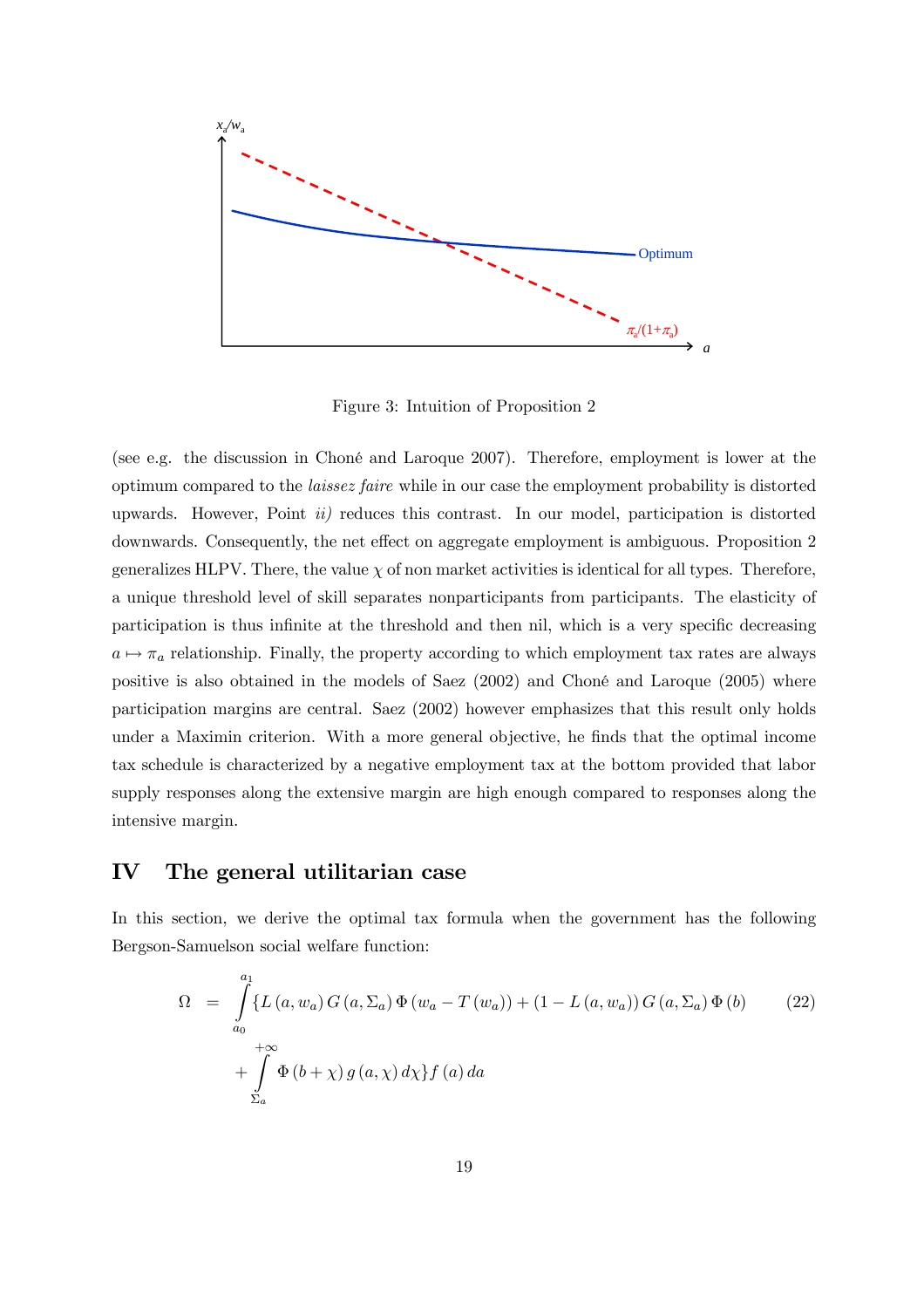Figure 3: Intuition of Proposition 2

(see e.g. the discussion in Choné and Laroque 2007). Therefore, employment is lower at the optimum compared to the *laissez faire* while in our case the employment probability is distorted upwards. However, Point *ii)* reduces this contrast. In our model, participation is distorted downwards. Consequently, the net effect on aggregate employment is ambiguous. Proposition 2 generalizes HLPV. There, the value $\chi$ of non market activities is identical for all types. Therefore, a unique threshold level of skill separates nonparticipants from participants. The elasticity of participation is thus infinite at the threshold and then nil, which is a very specific decreasing $a \mapsto \pi_a$ relationship. Finally, the property according to which employment tax rates are always positive is also obtained in the models of Saez (2002) and Choné and Laroque (2005) where participation margins are central. Saez (2002) however emphasizes that this result only holds under a Maximin criterion. With a more general objective, he finds that the optimal income tax schedule is characterized by a negative employment tax at the bottom provided that labor supply responses along the extensive margin are high enough compared to responses along the intensive margin.

# IV The general utilitarian case

In this section, we derive the optimal tax formula when the government has the following Bergson-Samuelson social welfare function:

$$\begin{aligned}
\Omega \quad = \quad & \int_{a_0}^{a_1} \{ L(a, w_a) G(a, \Sigma_a) \Phi(w_a - T(w_a)) + (1 - L(a, w_a)) G(a, \Sigma_a) \Phi(b) \\
& + \int_{\Sigma_a}^{+\infty} \Phi(b + \chi) g(a, \chi) d\chi \} f(a) da
\end{aligned} \tag{22}$$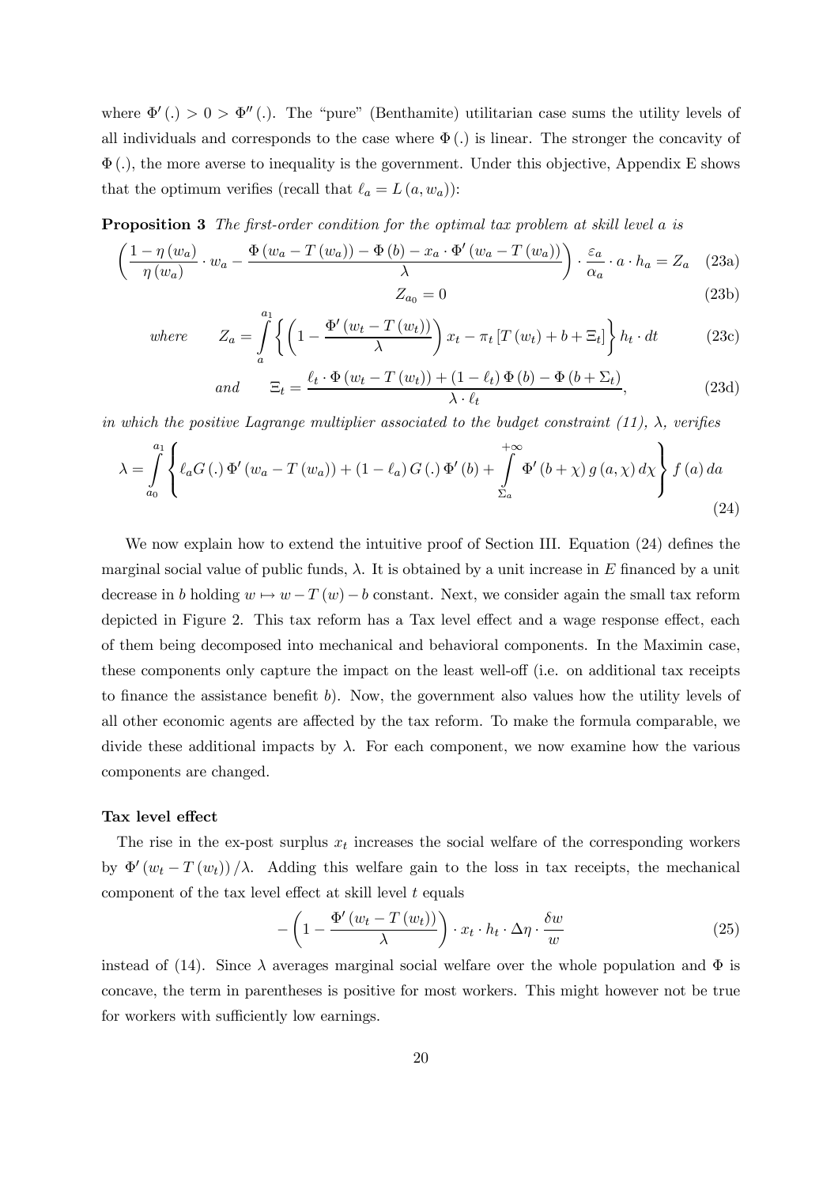where $\Phi'(.) > 0 > \Phi''(.)$. The "pure" (Benthamite) utilitarian case sums the utility levels of all individuals and corresponds to the case where $\Phi(.)$ is linear. The stronger the concavity of $\Phi(.)$, the more averse to inequality is the government. Under this objective, Appendix E shows that the optimum verifies (recall that $\ell_a = L(a, w_a)$):

**Proposition 3** *The first-order condition for the optimal tax problem at skill level a is*

$$\left(\frac{1-\eta(w_a)}{\eta(w_a)} \cdot w_a - \frac{\Phi(w_a - T(w_a)) - \Phi(b) - x_a \cdot \Phi'(w_a - T(w_a))}{\lambda}\right) \cdot \frac{\varepsilon_a}{\alpha_a} \cdot a \cdot h_a = Z_a \quad \text{(23a)}$$

$$Z_{a_0} = 0 \quad \text{(23b)}$$

$$\textit{where} \qquad Z_a = \int_a^{a_1} \left\{ \left(1 - \frac{\Phi'(w_t - T(w_t))}{\lambda}\right) x_t - \pi_t \left[T(w_t) + b + \Xi_t\right] \right\} h_t \cdot dt \quad \text{(23c)}$$

$$\textit{and} \qquad \Xi_t = \frac{\ell_t \cdot \Phi(w_t - T(w_t)) + (1-\ell_t)\Phi(b) - \Phi(b + \Sigma_t)}{\lambda \cdot \ell_t}, \quad \text{(23d)}$$

*in which the positive Lagrange multiplier associated to the budget constraint (11), $\lambda$, verifies*

$$\lambda = \int_{a_0}^{a_1} \left\{ \ell_a G(.)\, \Phi'(w_a - T(w_a)) + (1-\ell_a) G(.)\, \Phi'(b) + \int_{\Sigma_a}^{+\infty} \Phi'(b+\chi)\, g(a,\chi)\, d\chi \right\} f(a)\, da \quad \text{(24)}$$

We now explain how to extend the intuitive proof of Section III. Equation (24) defines the marginal social value of public funds, $\lambda$. It is obtained by a unit increase in $E$ financed by a unit decrease in $b$ holding $w \mapsto w - T(w) - b$ constant. Next, we consider again the small tax reform depicted in Figure 2. This tax reform has a Tax level effect and a wage response effect, each of them being decomposed into mechanical and behavioral components. In the Maximin case, these components only capture the impact on the least well-off (i.e. on additional tax receipts to finance the assistance benefit $b$). Now, the government also values how the utility levels of all other economic agents are affected by the tax reform. To make the formula comparable, we divide these additional impacts by $\lambda$. For each component, we now examine how the various components are changed.

**Tax level effect**

The rise in the ex-post surplus $x_t$ increases the social welfare of the corresponding workers by $\Phi'(w_t - T(w_t))/\lambda$. Adding this welfare gain to the loss in tax receipts, the mechanical component of the tax level effect at skill level $t$ equals

$$-\left(1 - \frac{\Phi'(w_t - T(w_t))}{\lambda}\right) \cdot x_t \cdot h_t \cdot \Delta\eta \cdot \frac{\delta w}{w} \quad \text{(25)}$$

instead of (14). Since $\lambda$ averages marginal social welfare over the whole population and $\Phi$ is concave, the term in parentheses is positive for most workers. This might however not be true for workers with sufficiently low earnings.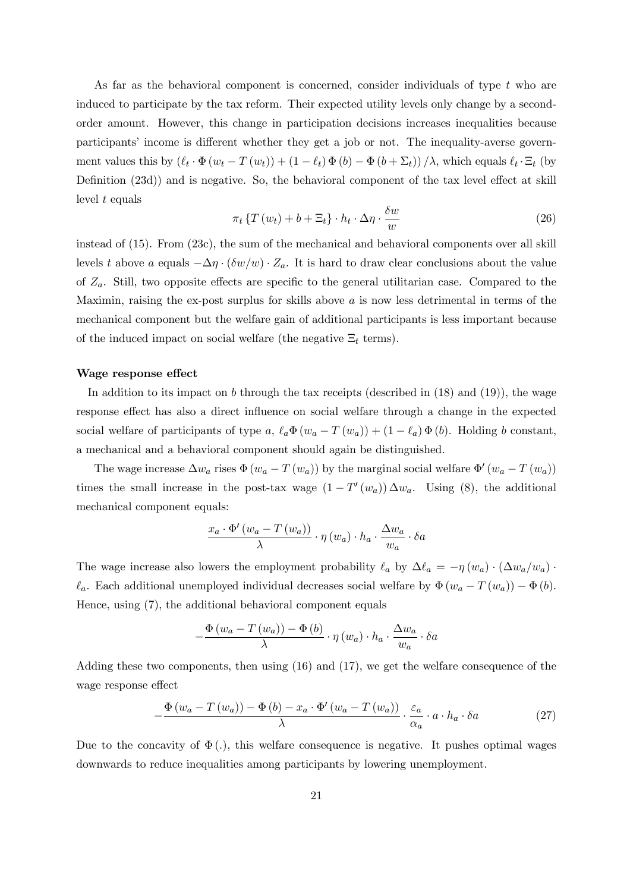As far as the behavioral component is concerned, consider individuals of type $t$ who are induced to participate by the tax reform. Their expected utility levels only change by a second-order amount. However, this change in participation decisions increases inequalities because participants' income is different whether they get a job or not. The inequality-averse government values this by $\left(\ell_t \cdot \Phi\left(w_t - T\left(w_t\right)\right) + \left(1 - \ell_t\right) \Phi\left(b\right) - \Phi\left(b + \Sigma_t\right)\right)/\lambda$, which equals $\ell_t \cdot \Xi_t$ (by Definition (23d)) and is negative. So, the behavioral component of the tax level effect at skill level $t$ equals

$$\pi_t \left\{T\left(w_t\right) + b + \Xi_t\right\} \cdot h_t \cdot \Delta\eta \cdot \frac{\delta w}{w} \tag{26}$$

instead of (15). From (23c), the sum of the mechanical and behavioral components over all skill levels $t$ above $a$ equals $-\Delta\eta \cdot (\delta w / w) \cdot Z_a$. It is hard to draw clear conclusions about the value of $Z_a$. Still, two opposite effects are specific to the general utilitarian case. Compared to the Maximin, raising the ex-post surplus for skills above $a$ is now less detrimental in terms of the mechanical component but the welfare gain of additional participants is less important because of the induced impact on social welfare (the negative $\Xi_t$ terms).

**Wage response effect**

In addition to its impact on $b$ through the tax receipts (described in (18) and (19)), the wage response effect has also a direct influence on social welfare through a change in the expected social welfare of participants of type $a$, $\ell_a \Phi\left(w_a - T\left(w_a\right)\right) + \left(1 - \ell_a\right) \Phi\left(b\right)$. Holding $b$ constant, a mechanical and a behavioral component should again be distinguished.

The wage increase $\Delta w_a$ rises $\Phi\left(w_a - T\left(w_a\right)\right)$ by the marginal social welfare $\Phi'\left(w_a - T\left(w_a\right)\right)$ times the small increase in the post-tax wage $\left(1 - T'\left(w_a\right)\right) \Delta w_a$. Using (8), the additional mechanical component equals:

$$\frac{x_a \cdot \Phi'\left(w_a - T\left(w_a\right)\right)}{\lambda} \cdot \eta\left(w_a\right) \cdot h_a \cdot \frac{\Delta w_a}{w_a} \cdot \delta a$$

The wage increase also lowers the employment probability $\ell_a$ by $\Delta \ell_a = -\eta\left(w_a\right) \cdot \left(\Delta w_a / w_a\right) \cdot \ell_a$. Each additional unemployed individual decreases social welfare by $\Phi\left(w_a - T\left(w_a\right)\right) - \Phi\left(b\right)$. Hence, using (7), the additional behavioral component equals

$$-\frac{\Phi\left(w_a - T\left(w_a\right)\right) - \Phi\left(b\right)}{\lambda} \cdot \eta\left(w_a\right) \cdot h_a \cdot \frac{\Delta w_a}{w_a} \cdot \delta a$$

Adding these two components, then using (16) and (17), we get the welfare consequence of the wage response effect

$$-\frac{\Phi\left(w_a - T\left(w_a\right)\right) - \Phi\left(b\right) - x_a \cdot \Phi'\left(w_a - T\left(w_a\right)\right)}{\lambda} \cdot \frac{\varepsilon_a}{\alpha_a} \cdot a \cdot h_a \cdot \delta a \tag{27}$$

Due to the concavity of $\Phi(.)$, this welfare consequence is negative. It pushes optimal wages downwards to reduce inequalities among participants by lowering unemployment.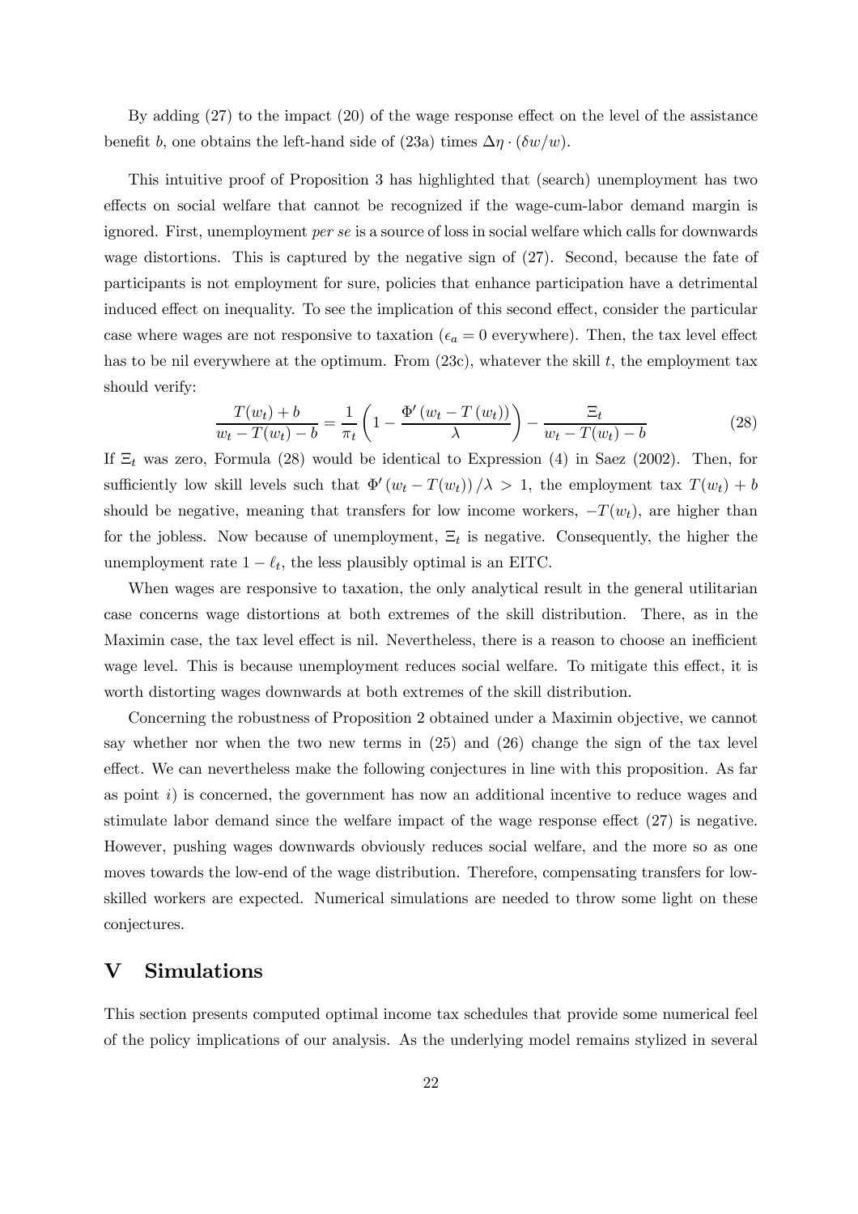By adding (27) to the impact (20) of the wage response effect on the level of the assistance benefit $b$, one obtains the left-hand side of (23a) times $\Delta\eta \cdot (\delta w/w)$.

This intuitive proof of Proposition 3 has highlighted that (search) unemployment has two effects on social welfare that cannot be recognized if the wage-cum-labor demand margin is ignored. First, unemployment *per se* is a source of loss in social welfare which calls for downwards wage distortions. This is captured by the negative sign of (27). Second, because the fate of participants is not employment for sure, policies that enhance participation have a detrimental induced effect on inequality. To see the implication of this second effect, consider the particular case where wages are not responsive to taxation ($\epsilon_a = 0$ everywhere). Then, the tax level effect has to be nil everywhere at the optimum. From (23c), whatever the skill $t$, the employment tax should verify:

$$\frac{T(w_t) + b}{w_t - T(w_t) - b} = \frac{1}{\pi_t}\left(1 - \frac{\Phi'\left(w_t - T\left(w_t\right)\right)}{\lambda}\right) - \frac{\Xi_t}{w_t - T(w_t) - b} \tag{28}$$

If $\Xi_t$ was zero, Formula (28) would be identical to Expression (4) in Saez (2002). Then, for sufficiently low skill levels such that $\Phi'\left(w_t - T(w_t)\right)/\lambda > 1$, the employment tax $T(w_t) + b$ should be negative, meaning that transfers for low income workers, $-T(w_t)$, are higher than for the jobless. Now because of unemployment, $\Xi_t$ is negative. Consequently, the higher the unemployment rate $1 - \ell_t$, the less plausibly optimal is an EITC.

When wages are responsive to taxation, the only analytical result in the general utilitarian case concerns wage distortions at both extremes of the skill distribution. There, as in the Maximin case, the tax level effect is nil. Nevertheless, there is a reason to choose an inefficient wage level. This is because unemployment reduces social welfare. To mitigate this effect, it is worth distorting wages downwards at both extremes of the skill distribution.

Concerning the robustness of Proposition 2 obtained under a Maximin objective, we cannot say whether nor when the two new terms in (25) and (26) change the sign of the tax level effect. We can nevertheless make the following conjectures in line with this proposition. As far as point *i*) is concerned, the government has now an additional incentive to reduce wages and stimulate labor demand since the welfare impact of the wage response effect (27) is negative. However, pushing wages downwards obviously reduces social welfare, and the more so as one moves towards the low-end of the wage distribution. Therefore, compensating transfers for low-skilled workers are expected. Numerical simulations are needed to throw some light on these conjectures.

# V Simulations

This section presents computed optimal income tax schedules that provide some numerical feel of the policy implications of our analysis. As the underlying model remains stylized in several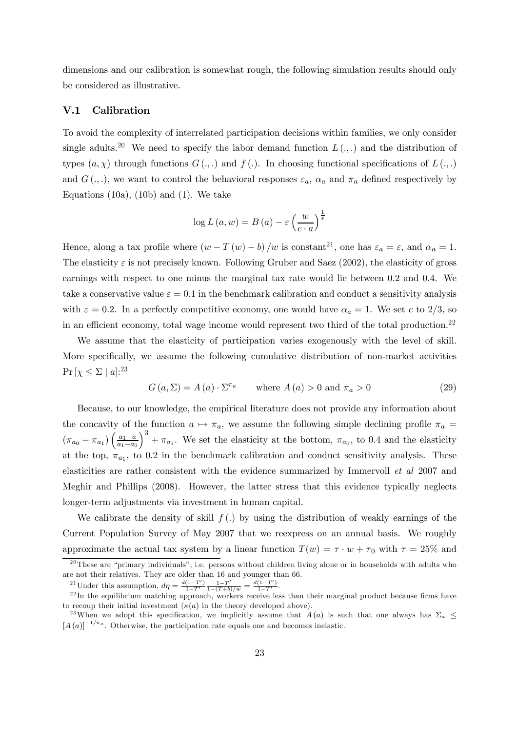dimensions and our calibration is somewhat rough, the following simulation results should only be considered as illustrative.

## V.1 Calibration

To avoid the complexity of interrelated participation decisions within families, we only consider single adults.[20] We need to specify the labor demand function $L(.,.)$ and the distribution of types $(a, \chi)$ through functions $G(.,.)$ and $f(.)$. In choosing functional specifications of $L(.,.)$ and $G(.,.)$, we want to control the behavioral responses $\varepsilon_a$, $\alpha_a$ and $\pi_a$ defined respectively by Equations (10a), (10b) and (1). We take

$$\log L(a, w) = B(a) - \varepsilon \left(\frac{w}{c \cdot a}\right)^{\frac{1}{\varepsilon}}$$

Hence, along a tax profile where $(w - T(w) - b)/w$ is constant[21], one has $\varepsilon_a = \varepsilon$, and $\alpha_a = 1$. The elasticity $\varepsilon$ is not precisely known. Following Gruber and Saez (2002), the elasticity of gross earnings with respect to one minus the marginal tax rate would lie between 0.2 and 0.4. We take a conservative value $\varepsilon = 0.1$ in the benchmark calibration and conduct a sensitivity analysis with $\varepsilon = 0.2$. In a perfectly competitive economy, one would have $\alpha_a = 1$. We set $c$ to $2/3$, so in an efficient economy, total wage income would represent two third of the total production.[22]

We assume that the elasticity of participation varies exogenously with the level of skill. More specifically, we assume the following cumulative distribution of non-market activities $\Pr[\chi \leq \Sigma \mid a]$:[23]

$$G(a, \Sigma) = A(a) \cdot \Sigma^{\pi_a} \qquad \text{where } A(a) > 0 \text{ and } \pi_a > 0 \tag{29}$$

Because, to our knowledge, the empirical literature does not provide any information about the concavity of the function $a \mapsto \pi_a$, we assume the following simple declining profile $\pi_a = (\pi_{a_0} - \pi_{a_1}) \left(\frac{a_1 - a}{a_1 - a_0}\right)^3 + \pi_{a_1}$. We set the elasticity at the bottom, $\pi_{a_0}$, to 0.4 and the elasticity at the top, $\pi_{a_1}$, to 0.2 in the benchmark calibration and conduct sensitivity analysis. These elasticities are rather consistent with the evidence summarized by Immervoll *et al* 2007 and Meghir and Phillips (2008). However, the latter stress that this evidence typically neglects longer-term adjustments via investment in human capital.

We calibrate the density of skill $f(.)$ by using the distribution of weakly earnings of the Current Population Survey of May 2007 that we reexpress on an annual basis. We roughly approximate the actual tax system by a linear function $T(w) = \tau \cdot w + \tau_0$ with $\tau = 25\%$ and

---

[20] These are "primary individuals", i.e. persons without children living alone or in households with adults who are not their relatives. They are older than 16 and younger than 66.

[21] Under this assumption, $d\eta = \frac{d(1-T')}{1-T'} \frac{1-T'}{1-(T+b)/w} = \frac{d(1-T')}{1-T'}$.

[22] In the equilibrium matching approach, workers receive less than their marginal product because firms have to recoup their initial investment ($\kappa(a)$ in the theory developed above).

[23] When we adopt this specification, we implicitly assume that $A(a)$ is such that one always has $\Sigma_a \leq [A(a)]^{-1/\pi_a}$. Otherwise, the participation rate equals one and becomes inelastic.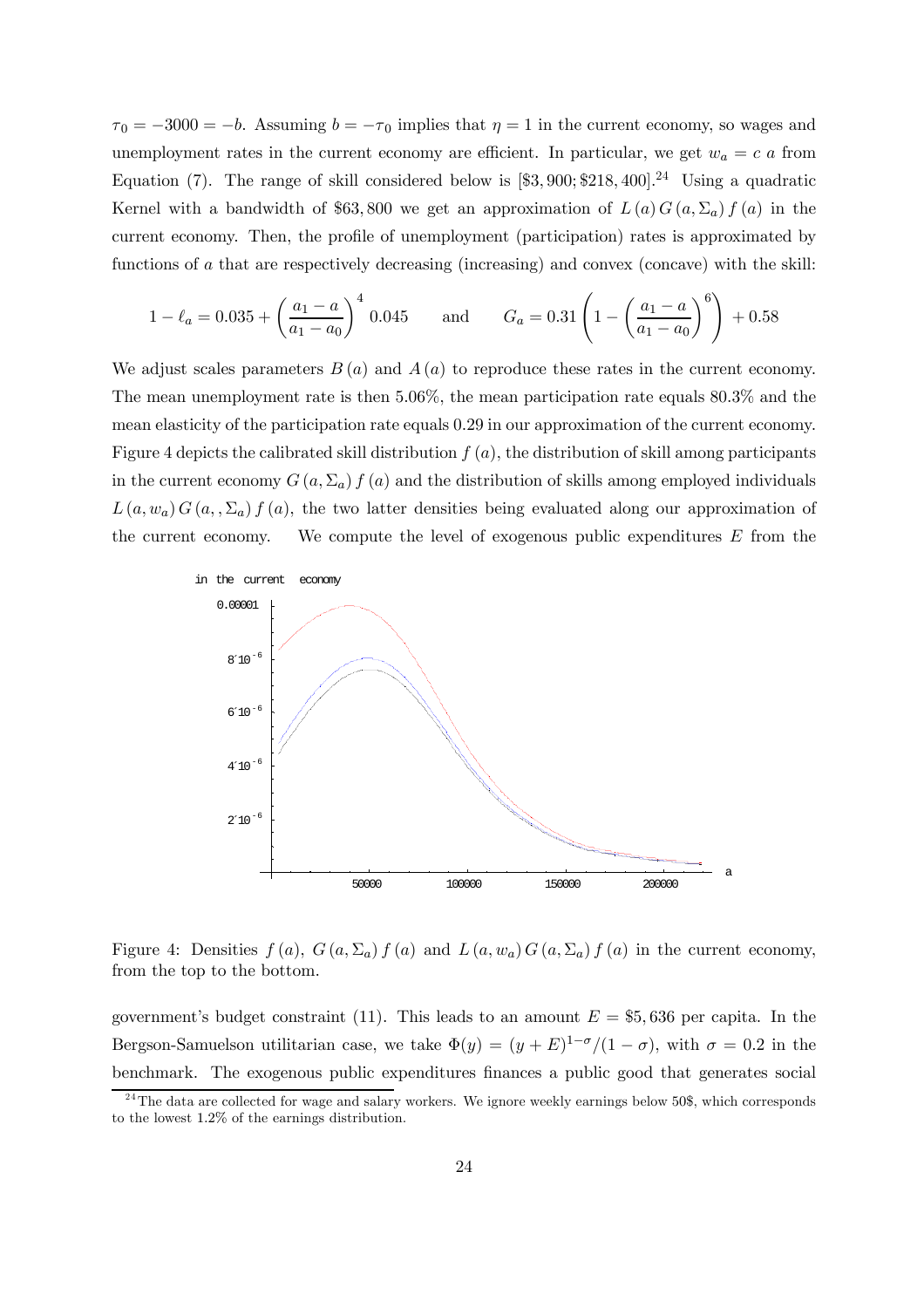$\tau_0 = -3000 = -b$. Assuming $b = -\tau_0$ implies that $\eta = 1$ in the current economy, so wages and unemployment rates in the current economy are efficient. In particular, we get $w_a = c\ a$ from Equation (7). The range of skill considered below is $[\$3,900;\$218,400]$.[24] Using a quadratic Kernel with a bandwidth of \$63,800 we get an approximation of $L(a)\,G(a,\Sigma_a)\,f(a)$ in the current economy. Then, the profile of unemployment (participation) rates is approximated by functions of $a$ that are respectively decreasing (increasing) and convex (concave) with the skill:

$$1 - \ell_a = 0.035 + \left(\frac{a_1 - a}{a_1 - a_0}\right)^4 0.045 \qquad \text{and} \qquad G_a = 0.31\left(1 - \left(\frac{a_1 - a}{a_1 - a_0}\right)^6\right) + 0.58$$

We adjust scales parameters $B(a)$ and $A(a)$ to reproduce these rates in the current economy. The mean unemployment rate is then 5.06%, the mean participation rate equals 80.3% and the mean elasticity of the participation rate equals 0.29 in our approximation of the current economy. Figure 4 depicts the calibrated skill distribution $f(a)$, the distribution of skill among participants in the current economy $G(a,\Sigma_a)\,f(a)$ and the distribution of skills among employed individuals $L(a,w_a)\,G(a,,\Sigma_a)\,f(a)$, the two latter densities being evaluated along our approximation of the current economy. We compute the level of exogenous public expenditures $E$ from the

Figure 4: Densities $f(a)$, $G(a,\Sigma_a)\,f(a)$ and $L(a,w_a)\,G(a,\Sigma_a)\,f(a)$ in the current economy, from the top to the bottom.

government's budget constraint (11). This leads to an amount $E = \$5,636$ per capita. In the Bergson-Samuelson utilitarian case, we take $\Phi(y) = (y+E)^{1-\sigma}/(1-\sigma)$, with $\sigma = 0.2$ in the benchmark. The exogenous public expenditures finances a public good that generates social

[24] The data are collected for wage and salary workers. We ignore weekly earnings below 50\$, which corresponds to the lowest 1.2% of the earnings distribution.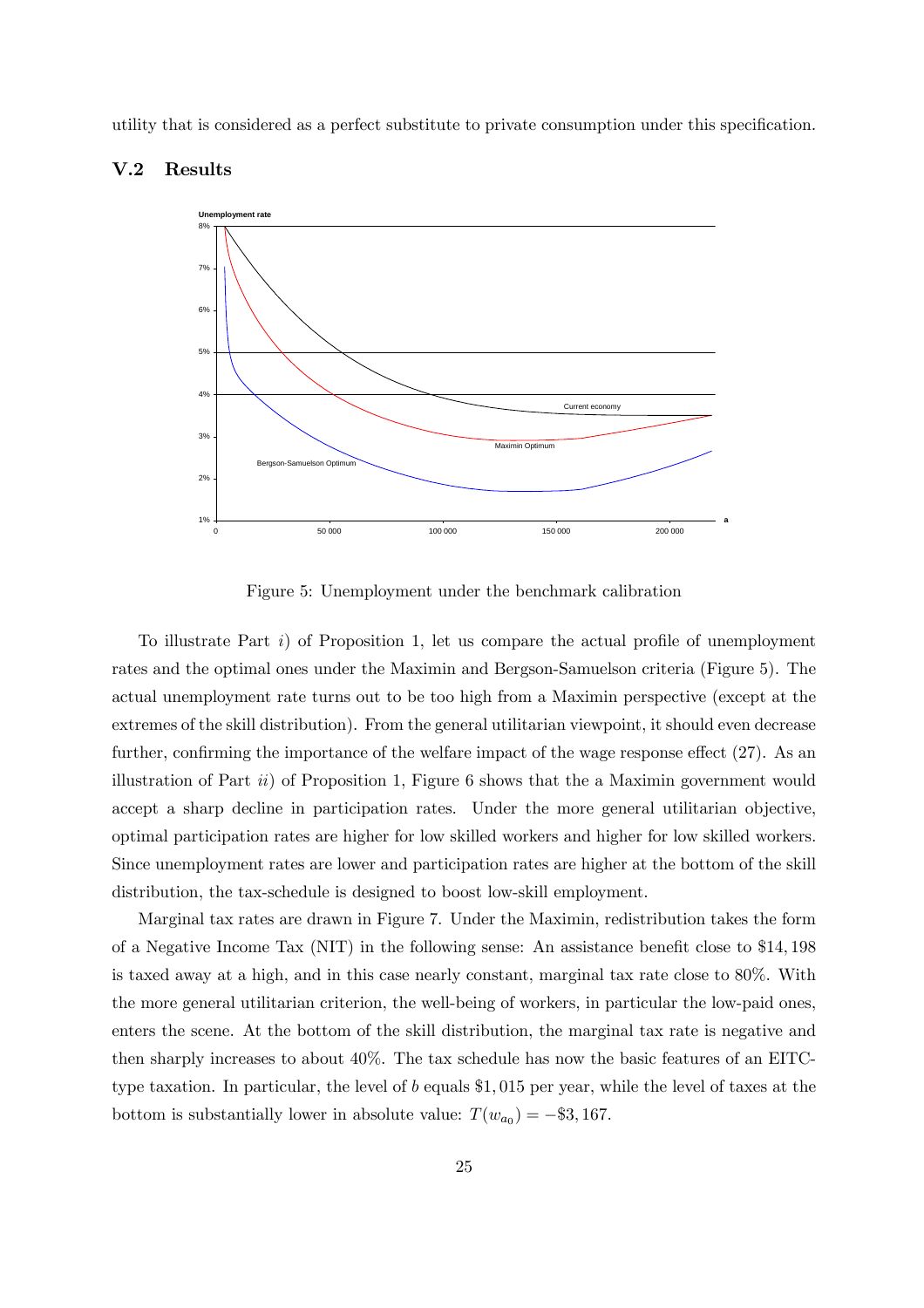utility that is considered as a perfect substitute to private consumption under this specification.

## V.2 Results

Figure 5: Unemployment under the benchmark calibration

To illustrate Part $i$) of Proposition 1, let us compare the actual profile of unemployment rates and the optimal ones under the Maximin and Bergson-Samuelson criteria (Figure 5). The actual unemployment rate turns out to be too high from a Maximin perspective (except at the extremes of the skill distribution). From the general utilitarian viewpoint, it should even decrease further, confirming the importance of the welfare impact of the wage response effect (27). As an illustration of Part $ii$) of Proposition 1, Figure 6 shows that the a Maximin government would accept a sharp decline in participation rates. Under the more general utilitarian objective, optimal participation rates are higher for low skilled workers and higher for low skilled workers. Since unemployment rates are lower and participation rates are higher at the bottom of the skill distribution, the tax-schedule is designed to boost low-skill employment.

Marginal tax rates are drawn in Figure 7. Under the Maximin, redistribution takes the form of a Negative Income Tax (NIT) in the following sense: An assistance benefit close to \$14,198 is taxed away at a high, and in this case nearly constant, marginal tax rate close to 80%. With the more general utilitarian criterion, the well-being of workers, in particular the low-paid ones, enters the scene. At the bottom of the skill distribution, the marginal tax rate is negative and then sharply increases to about 40%. The tax schedule has now the basic features of an EITC-type taxation. In particular, the level of $b$ equals \$1,015 per year, while the level of taxes at the bottom is substantially lower in absolute value: $T(w_{a_0}) = -\$3,167$.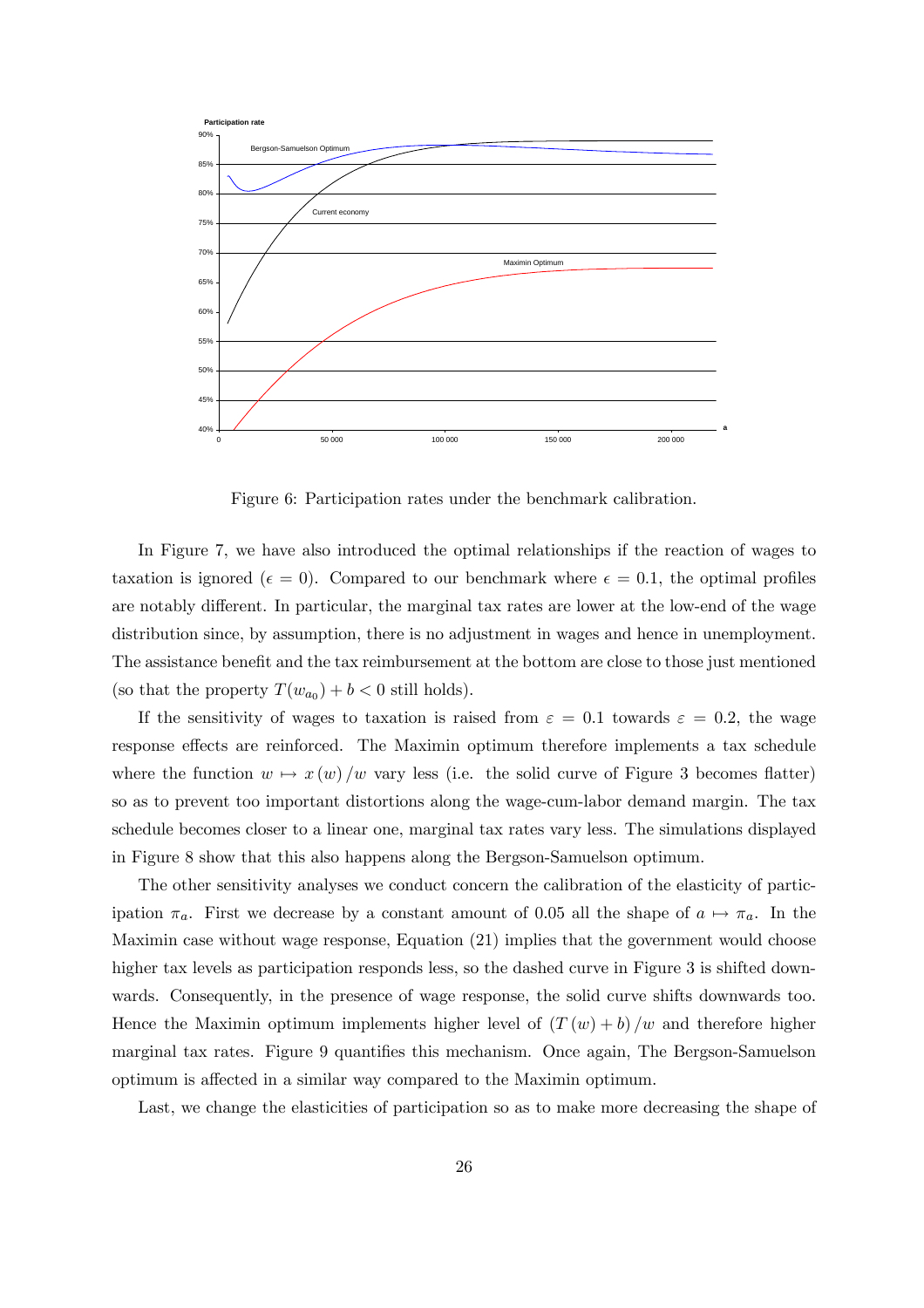Figure 6: Participation rates under the benchmark calibration.

In Figure 7, we have also introduced the optimal relationships if the reaction of wages to taxation is ignored ($\epsilon = 0$). Compared to our benchmark where $\epsilon = 0.1$, the optimal profiles are notably different. In particular, the marginal tax rates are lower at the low-end of the wage distribution since, by assumption, there is no adjustment in wages and hence in unemployment. The assistance benefit and the tax reimbursement at the bottom are close to those just mentioned (so that the property $T(w_{a_0}) + b < 0$ still holds).

If the sensitivity of wages to taxation is raised from $\varepsilon = 0.1$ towards $\varepsilon = 0.2$, the wage response effects are reinforced. The Maximin optimum therefore implements a tax schedule where the function $w \mapsto x(w)/w$ vary less (i.e. the solid curve of Figure 3 becomes flatter) so as to prevent too important distortions along the wage-cum-labor demand margin. The tax schedule becomes closer to a linear one, marginal tax rates vary less. The simulations displayed in Figure 8 show that this also happens along the Bergson-Samuelson optimum.

The other sensitivity analyses we conduct concern the calibration of the elasticity of participation $\pi_a$. First we decrease by a constant amount of 0.05 all the shape of $a \mapsto \pi_a$. In the Maximin case without wage response, Equation (21) implies that the government would choose higher tax levels as participation responds less, so the dashed curve in Figure 3 is shifted downwards. Consequently, in the presence of wage response, the solid curve shifts downwards too. Hence the Maximin optimum implements higher level of $(T(w) + b)/w$ and therefore higher marginal tax rates. Figure 9 quantifies this mechanism. Once again, The Bergson-Samuelson optimum is affected in a similar way compared to the Maximin optimum.

Last, we change the elasticities of participation so as to make more decreasing the shape of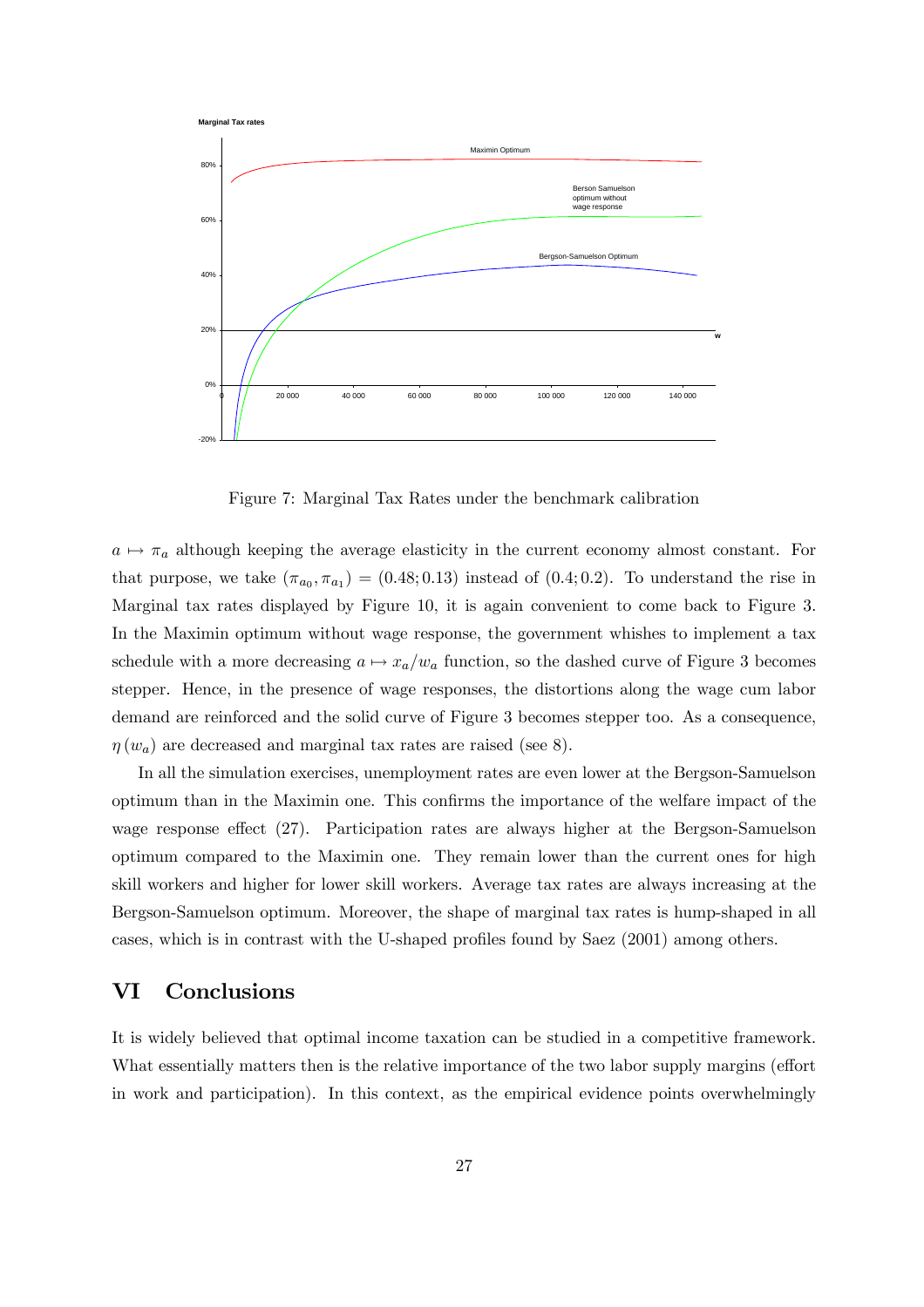Figure 7: Marginal Tax Rates under the benchmark calibration

$a \mapsto \pi_a$ although keeping the average elasticity in the current economy almost constant. For that purpose, we take $(\pi_{a_0}, \pi_{a_1}) = (0.48; 0.13)$ instead of $(0.4; 0.2)$. To understand the rise in Marginal tax rates displayed by Figure 10, it is again convenient to come back to Figure 3. In the Maximin optimum without wage response, the government whishes to implement a tax schedule with a more decreasing $a \mapsto x_a/w_a$ function, so the dashed curve of Figure 3 becomes stepper. Hence, in the presence of wage responses, the distortions along the wage cum labor demand are reinforced and the solid curve of Figure 3 becomes stepper too. As a consequence, $\eta(w_a)$ are decreased and marginal tax rates are raised (see 8).

In all the simulation exercises, unemployment rates are even lower at the Bergson-Samuelson optimum than in the Maximin one. This confirms the importance of the welfare impact of the wage response effect (27). Participation rates are always higher at the Bergson-Samuelson optimum compared to the Maximin one. They remain lower than the current ones for high skill workers and higher for lower skill workers. Average tax rates are always increasing at the Bergson-Samuelson optimum. Moreover, the shape of marginal tax rates is hump-shaped in all cases, which is in contrast with the U-shaped profiles found by Saez (2001) among others.

# VI Conclusions

It is widely believed that optimal income taxation can be studied in a competitive framework. What essentially matters then is the relative importance of the two labor supply margins (effort in work and participation). In this context, as the empirical evidence points overwhelmingly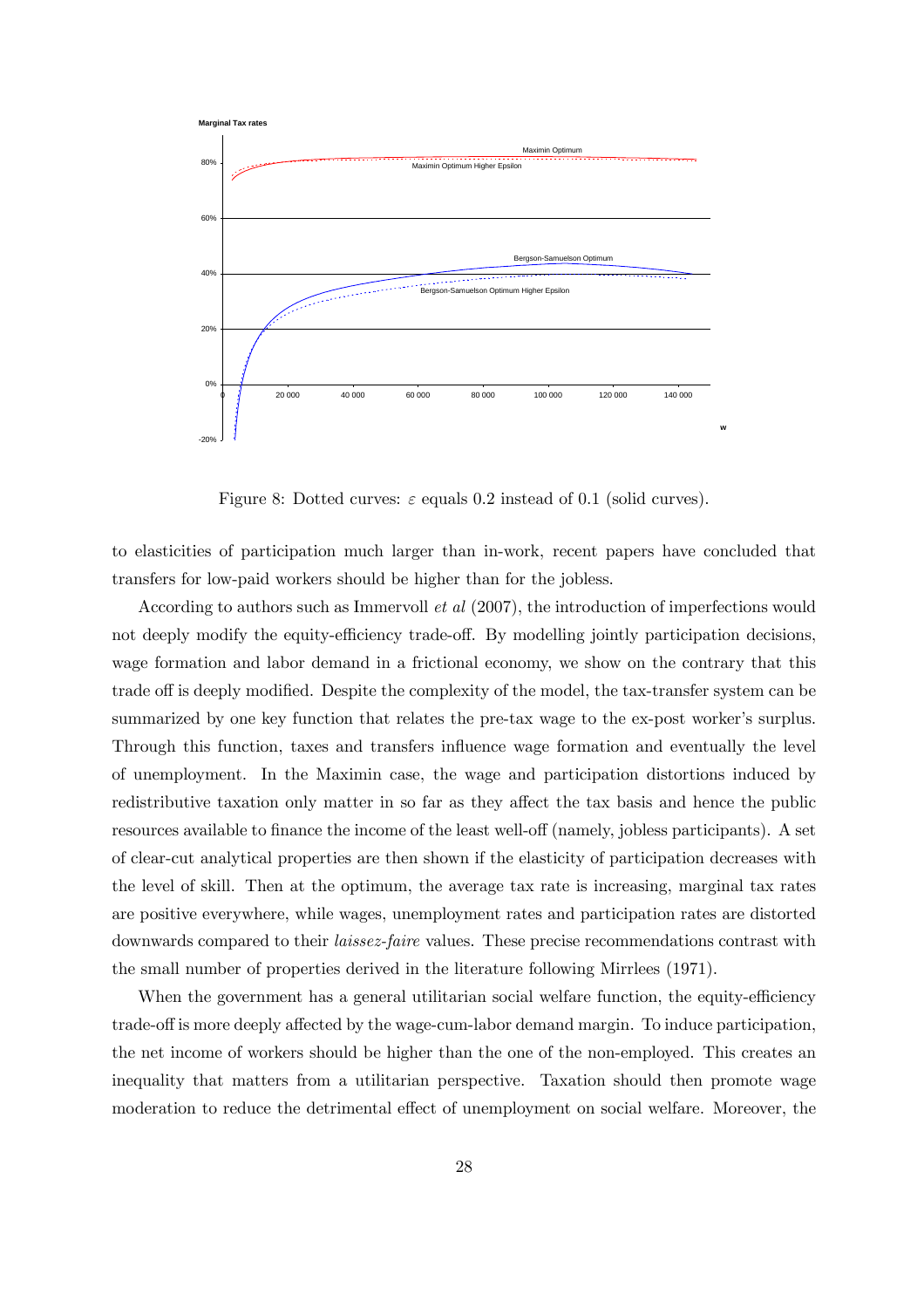Figure 8: Dotted curves: $\varepsilon$ equals 0.2 instead of 0.1 (solid curves).

to elasticities of participation much larger than in-work, recent papers have concluded that transfers for low-paid workers should be higher than for the jobless.

According to authors such as Immervoll *et al* (2007), the introduction of imperfections would not deeply modify the equity-efficiency trade-off. By modelling jointly participation decisions, wage formation and labor demand in a frictional economy, we show on the contrary that this trade off is deeply modified. Despite the complexity of the model, the tax-transfer system can be summarized by one key function that relates the pre-tax wage to the ex-post worker's surplus. Through this function, taxes and transfers influence wage formation and eventually the level of unemployment. In the Maximin case, the wage and participation distortions induced by redistributive taxation only matter in so far as they affect the tax basis and hence the public resources available to finance the income of the least well-off (namely, jobless participants). A set of clear-cut analytical properties are then shown if the elasticity of participation decreases with the level of skill. Then at the optimum, the average tax rate is increasing, marginal tax rates are positive everywhere, while wages, unemployment rates and participation rates are distorted downwards compared to their *laissez-faire* values. These precise recommendations contrast with the small number of properties derived in the literature following Mirrlees (1971).

When the government has a general utilitarian social welfare function, the equity-efficiency trade-off is more deeply affected by the wage-cum-labor demand margin. To induce participation, the net income of workers should be higher than the one of the non-employed. This creates an inequality that matters from a utilitarian perspective. Taxation should then promote wage moderation to reduce the detrimental effect of unemployment on social welfare. Moreover, the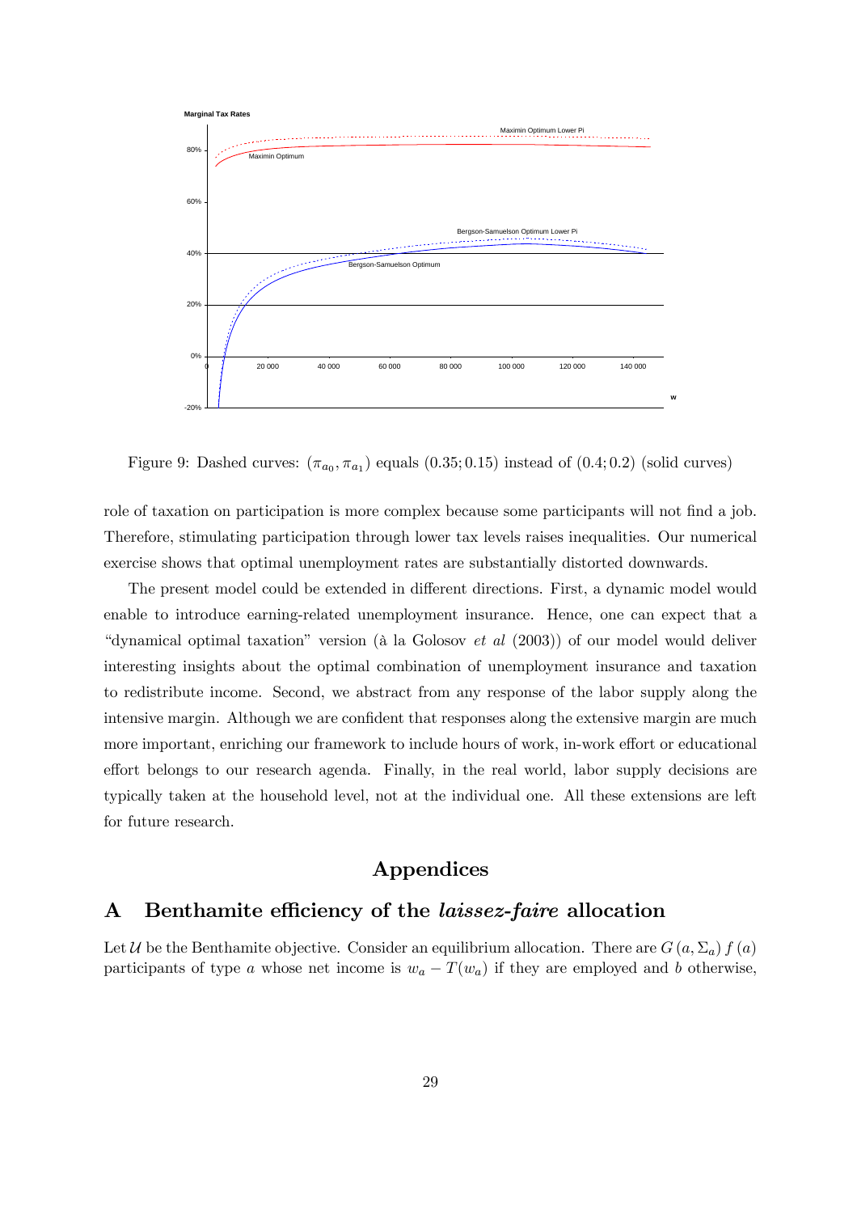Figure 9: Dashed curves: $(\pi_{a_0}, \pi_{a_1})$ equals $(0.35; 0.15)$ instead of $(0.4; 0.2)$ (solid curves)

role of taxation on participation is more complex because some participants will not find a job. Therefore, stimulating participation through lower tax levels raises inequalities. Our numerical exercise shows that optimal unemployment rates are substantially distorted downwards.

The present model could be extended in different directions. First, a dynamic model would enable to introduce earning-related unemployment insurance. Hence, one can expect that a "dynamical optimal taxation" version (à la Golosov *et al* (2003)) of our model would deliver interesting insights about the optimal combination of unemployment insurance and taxation to redistribute income. Second, we abstract from any response of the labor supply along the intensive margin. Although we are confident that responses along the extensive margin are much more important, enriching our framework to include hours of work, in-work effort or educational effort belongs to our research agenda. Finally, in the real world, labor supply decisions are typically taken at the household level, not at the individual one. All these extensions are left for future research.

# Appendices

## A Benthamite efficiency of the *laissez-faire* allocation

Let $\mathcal{U}$ be the Benthamite objective. Consider an equilibrium allocation. There are $G(a, \Sigma_a) f(a)$ participants of type $a$ whose net income is $w_a - T(w_a)$ if they are employed and $b$ otherwise,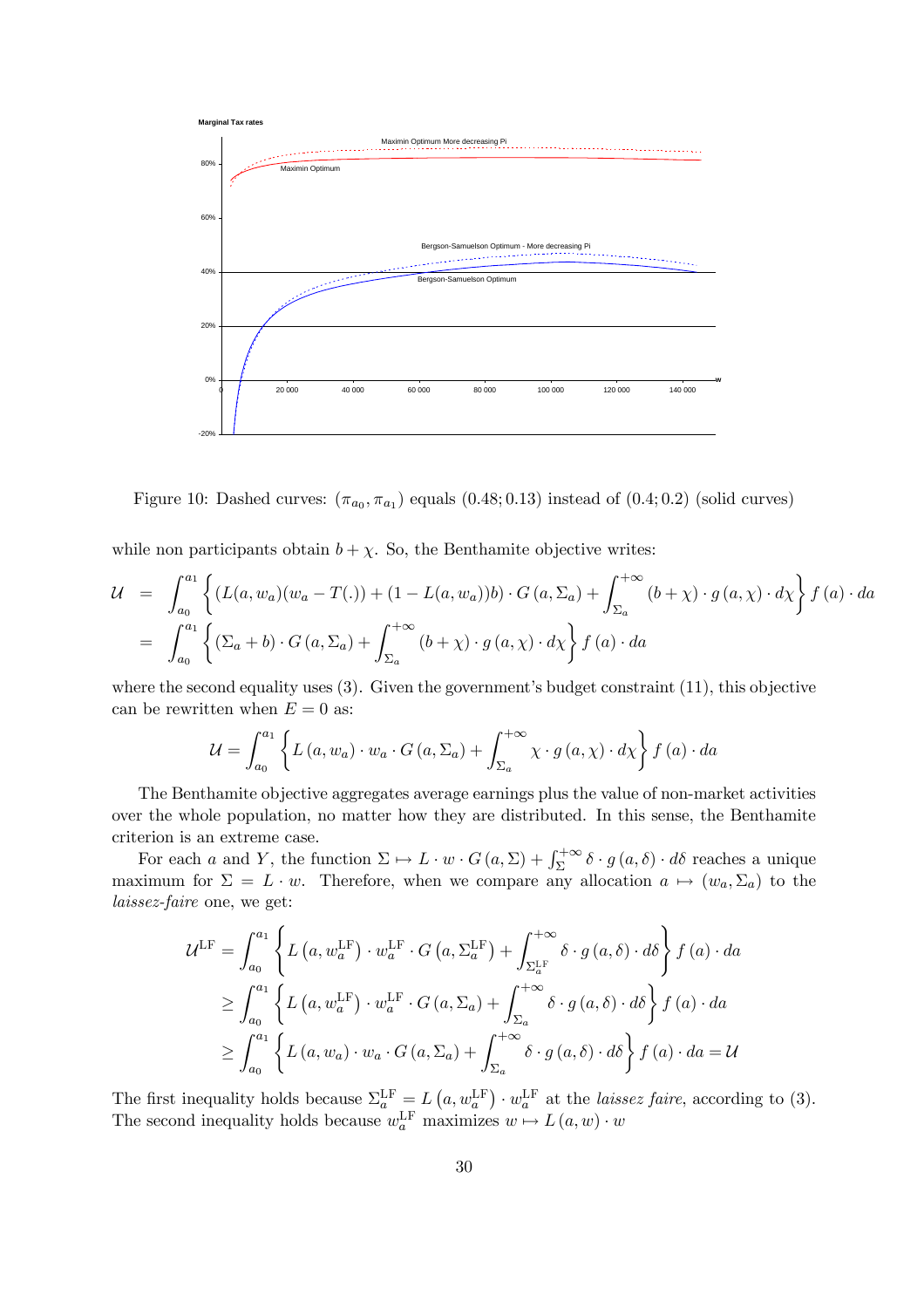Figure 10: Dashed curves: $(\pi_{a_0}, \pi_{a_1})$ equals $(0.48; 0.13)$ instead of $(0.4; 0.2)$ (solid curves)

while non participants obtain $b + \chi$. So, the Benthamite objective writes:

$$\begin{aligned}
\mathcal{U} &= \int_{a_0}^{a_1} \left\{ (L(a, w_a)(w_a - T(.)) + (1 - L(a, w_a))b) \cdot G(a, \Sigma_a) + \int_{\Sigma_a}^{+\infty} (b + \chi) \cdot g(a, \chi) \cdot d\chi \right\} f(a) \cdot da \\
&= \int_{a_0}^{a_1} \left\{ (\Sigma_a + b) \cdot G(a, \Sigma_a) + \int_{\Sigma_a}^{+\infty} (b + \chi) \cdot g(a, \chi) \cdot d\chi \right\} f(a) \cdot da
\end{aligned}$$

where the second equality uses (3). Given the government's budget constraint (11), this objective can be rewritten when $E = 0$ as:

$$\mathcal{U} = \int_{a_0}^{a_1} \left\{ L(a, w_a) \cdot w_a \cdot G(a, \Sigma_a) + \int_{\Sigma_a}^{+\infty} \chi \cdot g(a, \chi) \cdot d\chi \right\} f(a) \cdot da$$

The Benthamite objective aggregates average earnings plus the value of non-market activities over the whole population, no matter how they are distributed. In this sense, the Benthamite criterion is an extreme case.

For each $a$ and $Y$, the function $\Sigma \mapsto L \cdot w \cdot G(a, \Sigma) + \int_{\Sigma}^{+\infty} \delta \cdot g(a, \delta) \cdot d\delta$ reaches a unique maximum for $\Sigma = L \cdot w$. Therefore, when we compare any allocation $a \mapsto (w_a, \Sigma_a)$ to the *laissez-faire* one, we get:

$$\begin{aligned}
\mathcal{U}^{\text{LF}} &= \int_{a_0}^{a_1} \left\{ L\left(a, w_a^{\text{LF}}\right) \cdot w_a^{\text{LF}} \cdot G\left(a, \Sigma_a^{\text{LF}}\right) + \int_{\Sigma_a^{\text{LF}}}^{+\infty} \delta \cdot g(a, \delta) \cdot d\delta \right\} f(a) \cdot da \\
&\geq \int_{a_0}^{a_1} \left\{ L\left(a, w_a^{\text{LF}}\right) \cdot w_a^{\text{LF}} \cdot G(a, \Sigma_a) + \int_{\Sigma_a}^{+\infty} \delta \cdot g(a, \delta) \cdot d\delta \right\} f(a) \cdot da \\
&\geq \int_{a_0}^{a_1} \left\{ L(a, w_a) \cdot w_a \cdot G(a, \Sigma_a) + \int_{\Sigma_a}^{+\infty} \delta \cdot g(a, \delta) \cdot d\delta \right\} f(a) \cdot da = \mathcal{U}
\end{aligned}$$

The first inequality holds because $\Sigma_a^{\text{LF}} = L\left(a, w_a^{\text{LF}}\right) \cdot w_a^{\text{LF}}$ at the *laissez faire*, according to (3). The second inequality holds because $w_a^{\text{LF}}$ maximizes $w \mapsto L(a, w) \cdot w$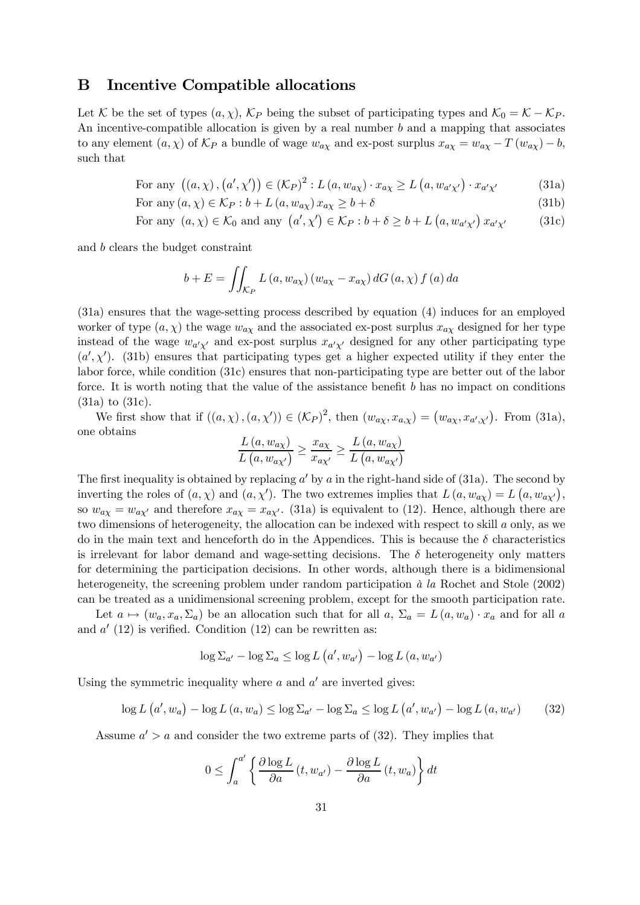## B Incentive Compatible allocations

Let $\mathcal{K}$ be the set of types $(a,\chi)$, $\mathcal{K}_P$ being the subset of participating types and $\mathcal{K}_0 = \mathcal{K} - \mathcal{K}_P$. An incentive-compatible allocation is given by a real number $b$ and a mapping that associates to any element $(a,\chi)$ of $\mathcal{K}_P$ a bundle of wage $w_{a\chi}$ and ex-post surplus $x_{a\chi} = w_{a\chi} - T(w_{a\chi}) - b$, such that

$$\text{For any } \left((a,\chi),(a',\chi')\right) \in (\mathcal{K}_P)^2 : L(a, w_{a\chi}) \cdot x_{a\chi} \geq L\left(a, w_{a'\chi'}\right) \cdot x_{a'\chi'} \tag{31a}$$

$$\text{For any } (a,\chi) \in \mathcal{K}_P : b + L(a, w_{a\chi})\, x_{a\chi} \geq b + \delta \tag{31b}$$

$$\text{For any } (a,\chi) \in \mathcal{K}_0 \text{ and any } \left(a',\chi'\right) \in \mathcal{K}_P : b + \delta \geq b + L\left(a, w_{a'\chi'}\right) x_{a'\chi'} \tag{31c}$$

and $b$ clears the budget constraint

$$b + E = \iint_{\mathcal{K}_P} L(a, w_{a\chi})(w_{a\chi} - x_{a\chi})\, dG(a,\chi)\, f(a)\, da$$

(31a) ensures that the wage-setting process described by equation (4) induces for an employed worker of type $(a,\chi)$ the wage $w_{a\chi}$ and the associated ex-post surplus $x_{a\chi}$ designed for her type instead of the wage $w_{a'\chi'}$ and ex-post surplus $x_{a'\chi'}$ designed for any other participating type $(a',\chi')$. (31b) ensures that participating types get a higher expected utility if they enter the labor force, while condition (31c) ensures that non-participating type are better out of the labor force. It is worth noting that the value of the assistance benefit $b$ has no impact on conditions (31a) to (31c).

We first show that if $((a,\chi),(a,\chi')) \in (\mathcal{K}_P)^2$, then $(w_{a\chi}, x_{a,\chi}) = \left(w_{a\chi}, x_{a',\chi'}\right)$. From (31a), one obtains

$$\frac{L(a, w_{a\chi})}{L\left(a, w_{a\chi'}\right)} \geq \frac{x_{a\chi}}{x_{a\chi'}} \geq \frac{L(a, w_{a\chi})}{L\left(a, w_{a\chi'}\right)}$$

The first inequality is obtained by replacing $a'$ by $a$ in the right-hand side of (31a). The second by inverting the roles of $(a,\chi)$ and $(a,\chi')$. The two extremes implies that $L(a, w_{a\chi}) = L\left(a, w_{a\chi'}\right)$, so $w_{a\chi} = w_{a\chi'}$ and therefore $x_{a\chi} = x_{a\chi'}$. (31a) is equivalent to (12). Hence, although there are two dimensions of heterogeneity, the allocation can be indexed with respect to skill $a$ only, as we do in the main text and henceforth do in the Appendices. This is because the $\delta$ characteristics is irrelevant for labor demand and wage-setting decisions. The $\delta$ heterogeneity only matters for determining the participation decisions. In other words, although there is a bidimensional heterogeneity, the screening problem under random participation *à la* Rochet and Stole (2002) can be treated as a unidimensional screening problem, except for the smooth participation rate.

Let $a \mapsto (w_a, x_a, \Sigma_a)$ be an allocation such that for all $a$, $\Sigma_a = L(a, w_a) \cdot x_a$ and for all $a$ and $a'$ (12) is verified. Condition (12) can be rewritten as:

$$\log \Sigma_{a'} - \log \Sigma_a \leq \log L\left(a', w_{a'}\right) - \log L\left(a, w_{a'}\right)$$

Using the symmetric inequality where $a$ and $a'$ are inverted gives:

$$\log L\left(a', w_a\right) - \log L(a, w_a) \leq \log \Sigma_{a'} - \log \Sigma_a \leq \log L\left(a', w_{a'}\right) - \log L\left(a, w_{a'}\right) \tag{32}$$

Assume $a' > a$ and consider the two extreme parts of (32). They implies that

$$0 \leq \int_a^{a'} \left\{ \frac{\partial \log L}{\partial a}(t, w_{a'}) - \frac{\partial \log L}{\partial a}(t, w_a) \right\} dt$$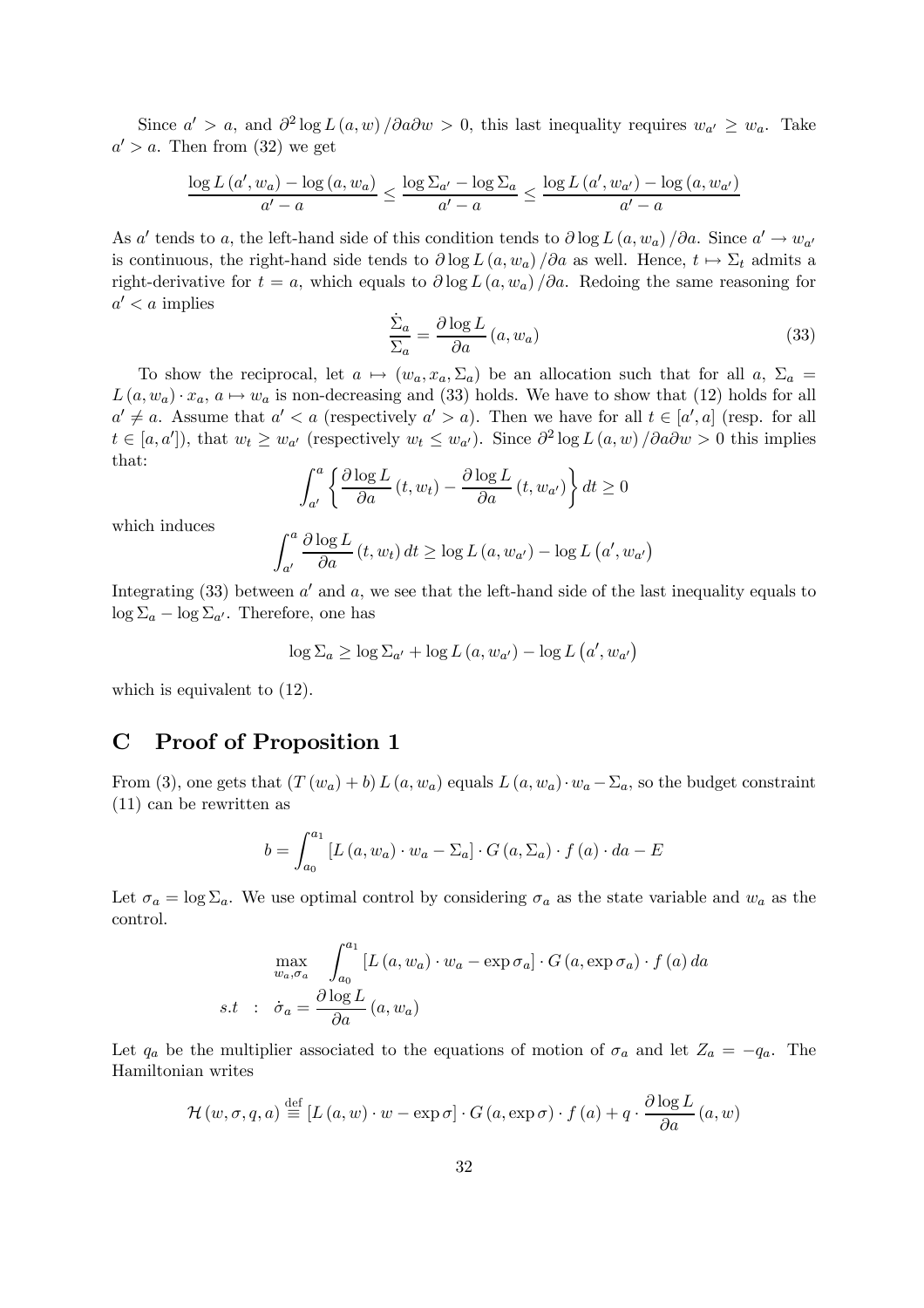Since $a' > a$, and $\partial^2 \log L(a, w) / \partial a \partial w > 0$, this last inequality requires $w_{a'} \geq w_a$. Take $a' > a$. Then from (32) we get

$$\frac{\log L(a', w_a) - \log(a, w_a)}{a' - a} \leq \frac{\log \Sigma_{a'} - \log \Sigma_a}{a' - a} \leq \frac{\log L(a', w_{a'}) - \log(a, w_{a'})}{a' - a}$$

As $a'$ tends to $a$, the left-hand side of this condition tends to $\partial \log L(a, w_a) / \partial a$. Since $a' \to w_{a'}$ is continuous, the right-hand side tends to $\partial \log L(a, w_a) / \partial a$ as well. Hence, $t \mapsto \Sigma_t$ admits a right-derivative for $t = a$, which equals to $\partial \log L(a, w_a) / \partial a$. Redoing the same reasoning for $a' < a$ implies

$$\frac{\dot{\Sigma}_a}{\Sigma_a} = \frac{\partial \log L}{\partial a}(a, w_a) \tag{33}$$

To show the reciprocal, let $a \mapsto (w_a, x_a, \Sigma_a)$ be an allocation such that for all $a$, $\Sigma_a = L(a, w_a) \cdot x_a$, $a \mapsto w_a$ is non-decreasing and (33) holds. We have to show that (12) holds for all $a' \neq a$. Assume that $a' < a$ (respectively $a' > a$). Then we have for all $t \in [a', a]$ (resp. for all $t \in [a, a']$), that $w_t \geq w_{a'}$ (respectively $w_t \leq w_{a'}$). Since $\partial^2 \log L(a, w) / \partial a \partial w > 0$ this implies that:

$$\int_{a'}^{a} \left\{ \frac{\partial \log L}{\partial a}(t, w_t) - \frac{\partial \log L}{\partial a}(t, w_{a'}) \right\} dt \geq 0$$

which induces

$$\int_{a'}^{a} \frac{\partial \log L}{\partial a}(t, w_t) \, dt \geq \log L(a, w_{a'}) - \log L(a', w_{a'})$$

Integrating (33) between $a'$ and $a$, we see that the left-hand side of the last inequality equals to $\log \Sigma_a - \log \Sigma_{a'}$. Therefore, one has

$$\log \Sigma_a \geq \log \Sigma_{a'} + \log L(a, w_{a'}) - \log L(a', w_{a'})$$

which is equivalent to (12).

## C Proof of Proposition 1

From (3), one gets that $(T(w_a) + b) L(a, w_a)$ equals $L(a, w_a) \cdot w_a - \Sigma_a$, so the budget constraint (11) can be rewritten as

$$b = \int_{a_0}^{a_1} [L(a, w_a) \cdot w_a - \Sigma_a] \cdot G(a, \Sigma_a) \cdot f(a) \cdot da - E$$

Let $\sigma_a = \log \Sigma_a$. We use optimal control by considering $\sigma_a$ as the state variable and $w_a$ as the control.

$$\begin{aligned}
&\max_{w_a, \sigma_a} \quad \int_{a_0}^{a_1} [L(a, w_a) \cdot w_a - \exp \sigma_a] \cdot G(a, \exp \sigma_a) \cdot f(a) \, da \\
&s.t \quad : \quad \dot{\sigma}_a = \frac{\partial \log L}{\partial a}(a, w_a)
\end{aligned}$$

Let $q_a$ be the multiplier associated to the equations of motion of $\sigma_a$ and let $Z_a = -q_a$. The Hamiltonian writes

$$\mathcal{H}(w, \sigma, q, a) \stackrel{\text{def}}{\equiv} [L(a, w) \cdot w - \exp \sigma] \cdot G(a, \exp \sigma) \cdot f(a) + q \cdot \frac{\partial \log L}{\partial a}(a, w)$$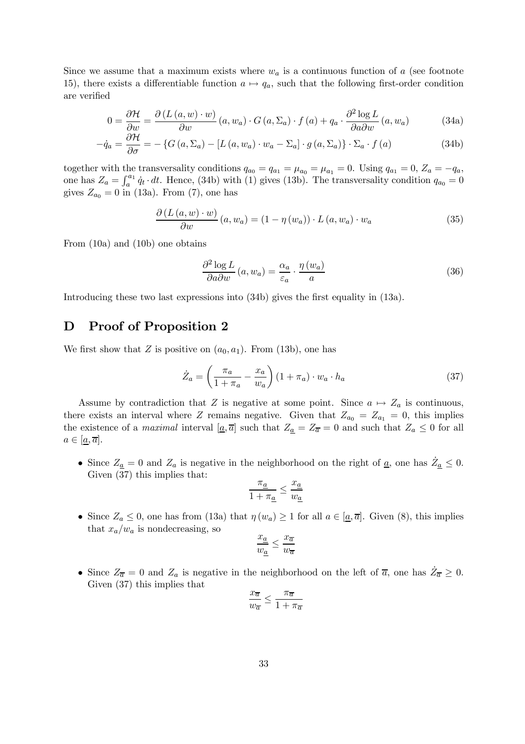Since we assume that a maximum exists where $w_a$ is a continuous function of $a$ (see footnote 15), there exists a differentiable function $a \mapsto q_a$, such that the following first-order condition are verified

$$0 = \frac{\partial \mathcal{H}}{\partial w} = \frac{\partial \left(L\left(a,w\right)\cdot w\right)}{\partial w}\left(a,w_a\right)\cdot G\left(a,\Sigma_a\right)\cdot f\left(a\right) + q_a \cdot \frac{\partial^2 \log L}{\partial a \partial w}\left(a,w_a\right) \tag{34a}$$

$$-\dot{q}_a = \frac{\partial \mathcal{H}}{\partial \sigma} = -\left\{G\left(a,\Sigma_a\right) - \left[L\left(a,w_a\right)\cdot w_a - \Sigma_a\right]\cdot g\left(a,\Sigma_a\right)\right\}\cdot \Sigma_a \cdot f\left(a\right) \tag{34b}$$

together with the transversality conditions $q_{a_0} = q_{a_1} = \mu_{a_0} = \mu_{a_1} = 0$. Using $q_{a_1} = 0$, $Z_a = -q_a$, one has $Z_a = \int_a^{a_1} \dot{q}_t \cdot dt$. Hence, (34b) with (1) gives (13b). The transversality condition $q_{a_0} = 0$ gives $Z_{a_0} = 0$ in (13a). From (7), one has

$$\frac{\partial \left(L\left(a,w\right)\cdot w\right)}{\partial w}\left(a,w_a\right) = \left(1-\eta\left(w_a\right)\right)\cdot L\left(a,w_a\right)\cdot w_a \tag{35}$$

From (10a) and (10b) one obtains

$$\frac{\partial^2 \log L}{\partial a \partial w}\left(a,w_a\right) = \frac{\alpha_a}{\varepsilon_a}\cdot\frac{\eta\left(w_a\right)}{a} \tag{36}$$

Introducing these two last expressions into (34b) gives the first equality in (13a).

# D Proof of Proposition 2

We first show that $Z$ is positive on $(a_0, a_1)$. From (13b), one has

$$\dot{Z}_a = \left(\frac{\pi_a}{1+\pi_a} - \frac{x_a}{w_a}\right)\left(1+\pi_a\right)\cdot w_a \cdot h_a \tag{37}$$

Assume by contradiction that $Z$ is negative at some point. Since $a \mapsto Z_a$ is continuous, there exists an interval where $Z$ remains negative. Given that $Z_{a_0} = Z_{a_1} = 0$, this implies the existence of a *maximal* interval $[\underline{a}, \overline{a}]$ such that $Z_{\underline{a}} = Z_{\overline{a}} = 0$ and such that $Z_a \leq 0$ for all $a \in [\underline{a}, \overline{a}]$.

- Since $Z_{\underline{a}} = 0$ and $Z_a$ is negative in the neighborhood on the right of $\underline{a}$, one has $\dot{Z}_{\underline{a}} \leq 0$. Given (37) this implies that:
$$\frac{\pi_{\underline{a}}}{1+\pi_{\underline{a}}} \leq \frac{x_{\underline{a}}}{w_{\underline{a}}}$$
- Since $Z_a \leq 0$, one has from (13a) that $\eta\left(w_a\right) \geq 1$ for all $a \in [\underline{a}, \overline{a}]$. Given (8), this implies that $x_a/w_a$ is nondecreasing, so
$$\frac{x_{\underline{a}}}{w_{\underline{a}}} \leq \frac{x_{\overline{a}}}{w_{\overline{a}}}$$
- Since $Z_{\overline{a}} = 0$ and $Z_a$ is negative in the neighborhood on the left of $\overline{a}$, one has $\dot{Z}_{\overline{a}} \geq 0$. Given (37) this implies that
$$\frac{x_{\overline{a}}}{w_{\overline{a}}} \leq \frac{\pi_{\overline{a}}}{1+\pi_{\overline{a}}}$$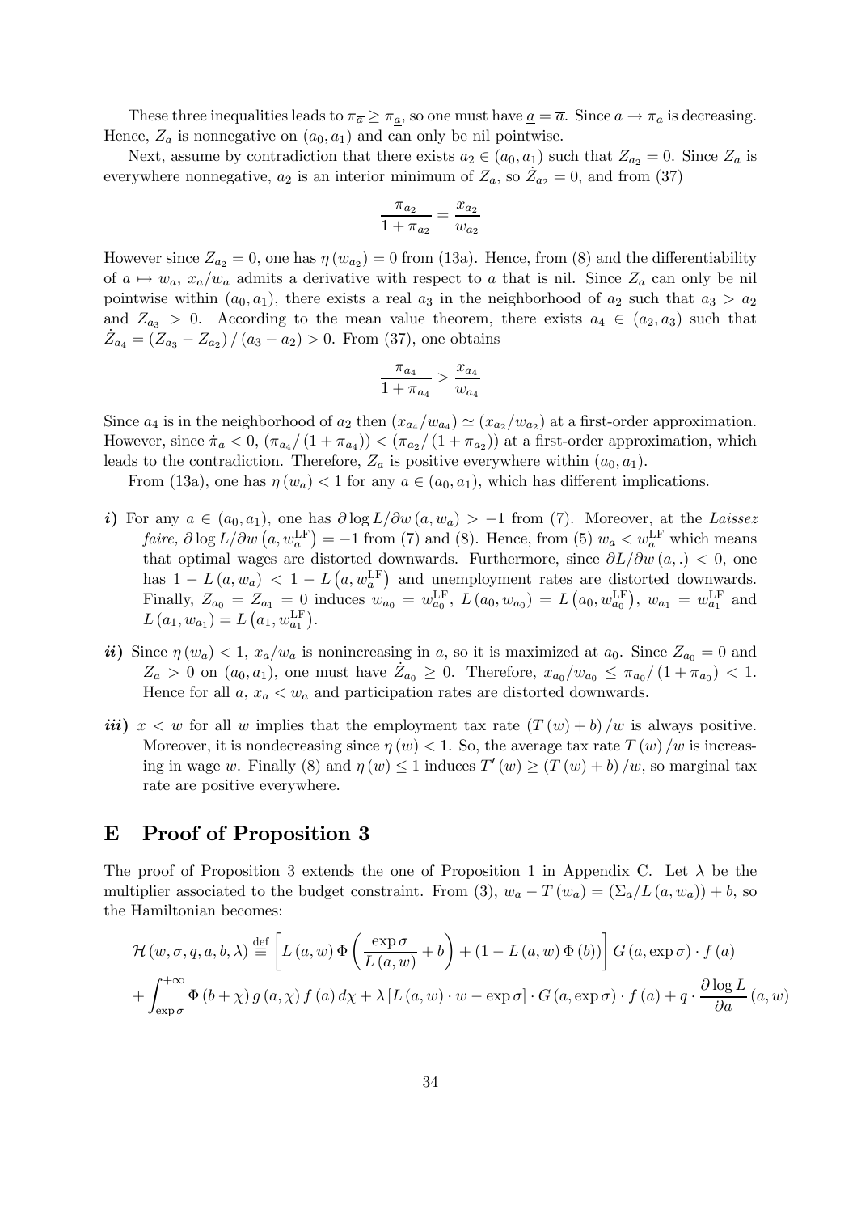These three inequalities leads to $\pi_{\overline{a}} \geq \pi_{\underline{a}}$, so one must have $\underline{a} = \overline{a}$. Since $a \to \pi_a$ is decreasing. Hence, $Z_a$ is nonnegative on $(a_0, a_1)$ and can only be nil pointwise.

Next, assume by contradiction that there exists $a_2 \in (a_0, a_1)$ such that $Z_{a_2} = 0$. Since $Z_a$ is everywhere nonnegative, $a_2$ is an interior minimum of $Z_a$, so $\dot{Z}_{a_2} = 0$, and from (37)

$$\frac{\pi_{a_2}}{1 + \pi_{a_2}} = \frac{x_{a_2}}{w_{a_2}}$$

However since $Z_{a_2} = 0$, one has $\eta(w_{a_2}) = 0$ from (13a). Hence, from (8) and the differentiability of $a \mapsto w_a$, $x_a/w_a$ admits a derivative with respect to $a$ that is nil. Since $Z_a$ can only be nil pointwise within $(a_0, a_1)$, there exists a real $a_3$ in the neighborhood of $a_2$ such that $a_3 > a_2$ and $Z_{a_3} > 0$. According to the mean value theorem, there exists $a_4 \in (a_2, a_3)$ such that $\dot{Z}_{a_4} = (Z_{a_3} - Z_{a_2}) / (a_3 - a_2) > 0$. From (37), one obtains

$$\frac{\pi_{a_4}}{1 + \pi_{a_4}} > \frac{x_{a_4}}{w_{a_4}}$$

Since $a_4$ is in the neighborhood of $a_2$ then $(x_{a_4}/w_{a_4}) \simeq (x_{a_2}/w_{a_2})$ at a first-order approximation. However, since $\dot{\pi}_a < 0$, $(\pi_{a_4}/(1 + \pi_{a_4})) < (\pi_{a_2}/(1 + \pi_{a_2}))$ at a first-order approximation, which leads to the contradiction. Therefore, $Z_a$ is positive everywhere within $(a_0, a_1)$.

From (13a), one has $\eta(w_a) < 1$ for any $a \in (a_0, a_1)$, which has different implications.

- ***i)*** For any $a \in (a_0, a_1)$, one has $\partial \log L / \partial w (a, w_a) > -1$ from (7). Moreover, at the *Laissez faire*, $\partial \log L / \partial w \left(a, w_a^{\text{LF}}\right) = -1$ from (7) and (8). Hence, from (5) $w_a < w_a^{\text{LF}}$ which means that optimal wages are distorted downwards. Furthermore, since $\partial L / \partial w (a, .) < 0$, one has $1 - L(a, w_a) < 1 - L\left(a, w_a^{\text{LF}}\right)$ and unemployment rates are distorted downwards. Finally, $Z_{a_0} = Z_{a_1} = 0$ induces $w_{a_0} = w_{a_0}^{\text{LF}}$, $L(a_0, w_{a_0}) = L\left(a_0, w_{a_0}^{\text{LF}}\right)$, $w_{a_1} = w_{a_1}^{\text{LF}}$ and $L(a_1, w_{a_1}) = L\left(a_1, w_{a_1}^{\text{LF}}\right)$.

- ***ii)*** Since $\eta(w_a) < 1$, $x_a/w_a$ is nonincreasing in $a$, so it is maximized at $a_0$. Since $Z_{a_0} = 0$ and $Z_a > 0$ on $(a_0, a_1)$, one must have $\dot{Z}_{a_0} \geq 0$. Therefore, $x_{a_0}/w_{a_0} \leq \pi_{a_0}/(1 + \pi_{a_0}) < 1$. Hence for all $a$, $x_a < w_a$ and participation rates are distorted downwards.

- ***iii)*** $x < w$ for all $w$ implies that the employment tax rate $(T(w) + b)/w$ is always positive. Moreover, it is nondecreasing since $\eta(w) < 1$. So, the average tax rate $T(w)/w$ is increasing in wage $w$. Finally (8) and $\eta(w) \leq 1$ induces $T'(w) \geq (T(w) + b)/w$, so marginal tax rate are positive everywhere.

# E Proof of Proposition 3

The proof of Proposition 3 extends the one of Proposition 1 in Appendix C. Let $\lambda$ be the multiplier associated to the budget constraint. From (3), $w_a - T(w_a) = (\Sigma_a / L(a, w_a)) + b$, so the Hamiltonian becomes:

$$\mathcal{H}(w, \sigma, q, a, b, \lambda) \stackrel{\text{def}}{\equiv} \left[L(a, w)\, \Phi\left(\frac{\exp \sigma}{L(a, w)} + b\right) + (1 - L(a, w)\, \Phi(b))\right] G(a, \exp \sigma) \cdot f(a)$$
$$+ \int_{\exp \sigma}^{+\infty} \Phi(b + \chi)\, g(a, \chi)\, f(a)\, d\chi + \lambda\, [L(a, w) \cdot w - \exp \sigma] \cdot G(a, \exp \sigma) \cdot f(a) + q \cdot \frac{\partial \log L}{\partial a}(a, w)$$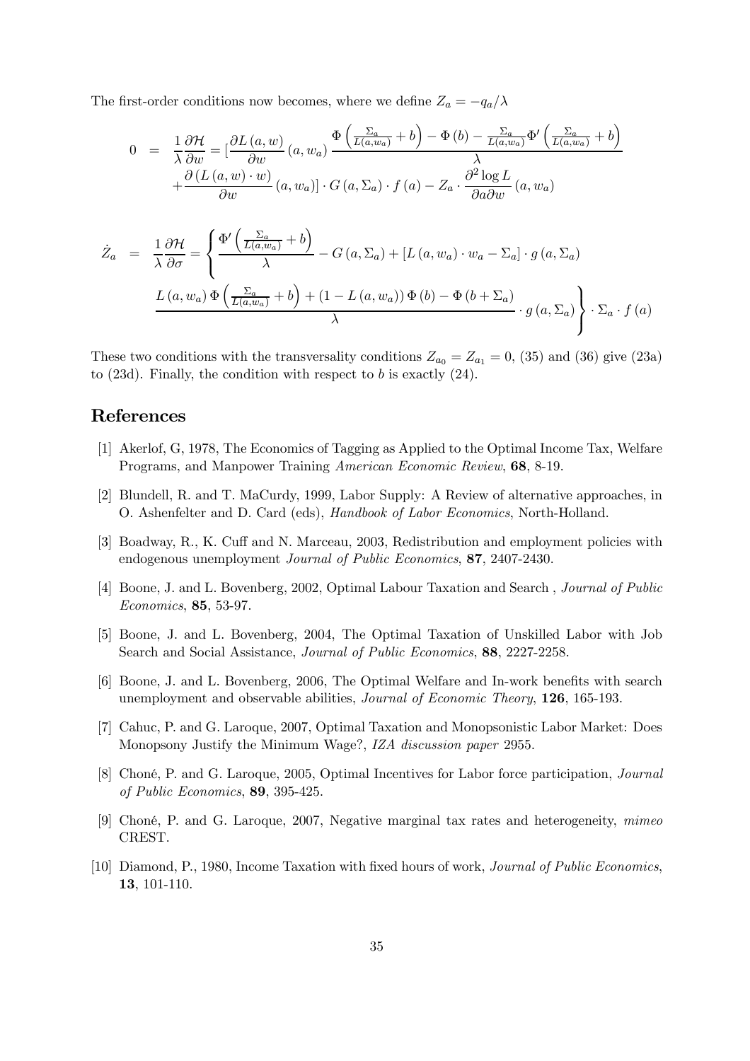The first-order conditions now becomes, where we define $Z_a = -q_a/\lambda$

$$
\begin{aligned}
0 &= \frac{1}{\lambda}\frac{\partial \mathcal{H}}{\partial w} = [\frac{\partial L(a,w)}{\partial w}(a,w_a)\frac{\Phi\left(\frac{\Sigma_a}{L(a,w_a)}+b\right)-\Phi(b)-\frac{\Sigma_a}{L(a,w_a)}\Phi'\left(\frac{\Sigma_a}{L(a,w_a)}+b\right)}{\lambda} \\
&\quad +\frac{\partial(L(a,w)\cdot w)}{\partial w}(a,w_a)]\cdot G(a,\Sigma_a)\cdot f(a) - Z_a\cdot\frac{\partial^2 \log L}{\partial a \partial w}(a,w_a)
\end{aligned}
$$

$$
\begin{aligned}
\dot{Z}_a &= \frac{1}{\lambda}\frac{\partial \mathcal{H}}{\partial \sigma} = \left\{ \frac{\Phi'\left(\frac{\Sigma_a}{L(a,w_a)}+b\right)}{\lambda} - G(a,\Sigma_a) + [L(a,w_a)\cdot w_a - \Sigma_a]\cdot g(a,\Sigma_a) \right. \\
&\quad \left. \frac{L(a,w_a)\Phi\left(\frac{\Sigma_a}{L(a,w_a)}+b\right)+(1-L(a,w_a))\Phi(b)-\Phi(b+\Sigma_a)}{\lambda}\cdot g(a,\Sigma_a)\right\}\cdot\Sigma_a\cdot f(a)
\end{aligned}
$$

These two conditions with the transversality conditions $Z_{a_0} = Z_{a_1} = 0$, (35) and (36) give (23a) to (23d). Finally, the condition with respect to $b$ is exactly (24).

# References

[1] Akerlof, G, 1978, The Economics of Tagging as Applied to the Optimal Income Tax, Welfare Programs, and Manpower Training *American Economic Review*, **68**, 8-19.

[2] Blundell, R. and T. MaCurdy, 1999, Labor Supply: A Review of alternative approaches, in O. Ashenfelter and D. Card (eds), *Handbook of Labor Economics*, North-Holland.

[3] Boadway, R., K. Cuff and N. Marceau, 2003, Redistribution and employment policies with endogenous unemployment *Journal of Public Economics*, **87**, 2407-2430.

[4] Boone, J. and L. Bovenberg, 2002, Optimal Labour Taxation and Search , *Journal of Public Economics*, **85**, 53-97.

[5] Boone, J. and L. Bovenberg, 2004, The Optimal Taxation of Unskilled Labor with Job Search and Social Assistance, *Journal of Public Economics*, **88**, 2227-2258.

[6] Boone, J. and L. Bovenberg, 2006, The Optimal Welfare and In-work benefits with search unemployment and observable abilities, *Journal of Economic Theory*, **126**, 165-193.

[7] Cahuc, P. and G. Laroque, 2007, Optimal Taxation and Monopsonistic Labor Market: Does Monopsony Justify the Minimum Wage?, *IZA discussion paper* 2955.

[8] Choné, P. and G. Laroque, 2005, Optimal Incentives for Labor force participation, *Journal of Public Economics*, **89**, 395-425.

[9] Choné, P. and G. Laroque, 2007, Negative marginal tax rates and heterogeneity, *mimeo* CREST.

[10] Diamond, P., 1980, Income Taxation with fixed hours of work, *Journal of Public Economics*, **13**, 101-110.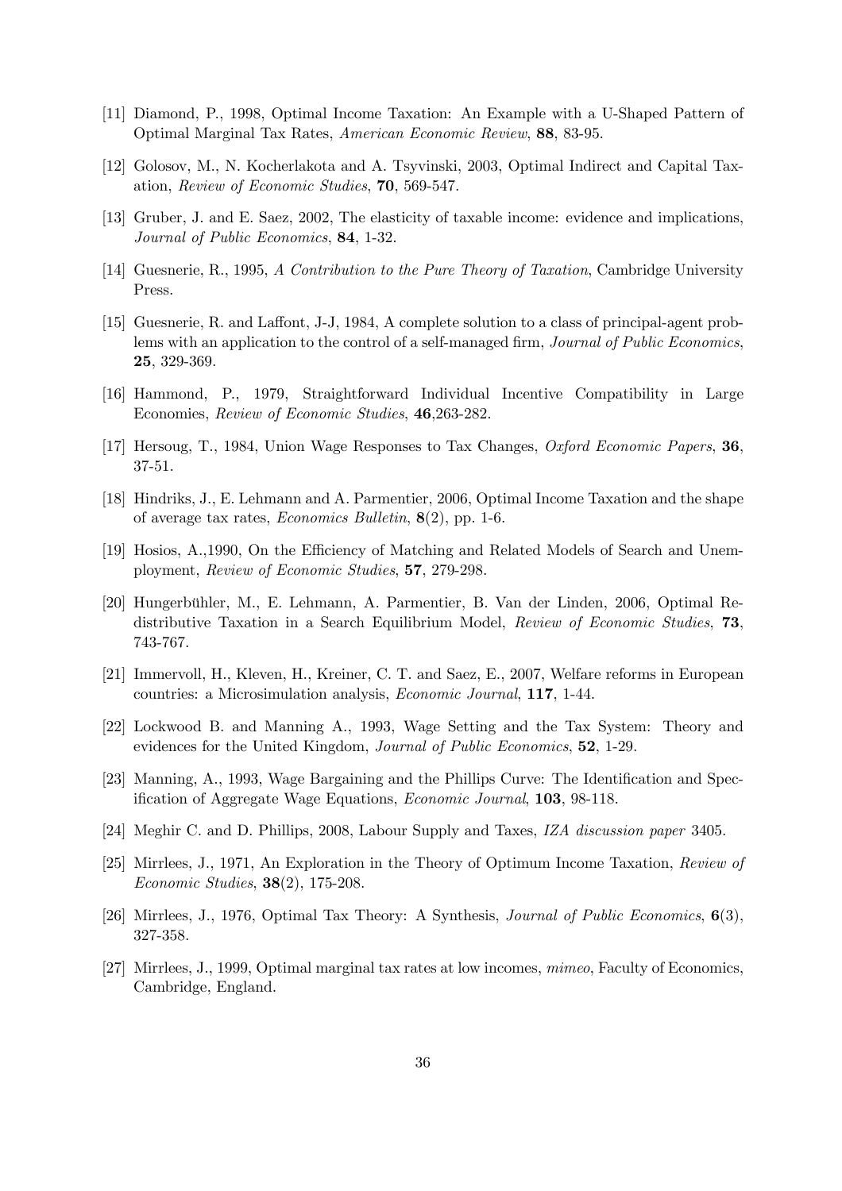[11] Diamond, P., 1998, Optimal Income Taxation: An Example with a U-Shaped Pattern of Optimal Marginal Tax Rates, *American Economic Review*, **88**, 83-95.

[12] Golosov, M., N. Kocherlakota and A. Tsyvinski, 2003, Optimal Indirect and Capital Taxation, *Review of Economic Studies*, **70**, 569-547.

[13] Gruber, J. and E. Saez, 2002, The elasticity of taxable income: evidence and implications, *Journal of Public Economics*, **84**, 1-32.

[14] Guesnerie, R., 1995, *A Contribution to the Pure Theory of Taxation*, Cambridge University Press.

[15] Guesnerie, R. and Laffont, J-J, 1984, A complete solution to a class of principal-agent problems with an application to the control of a self-managed firm, *Journal of Public Economics*, **25**, 329-369.

[16] Hammond, P., 1979, Straightforward Individual Incentive Compatibility in Large Economies, *Review of Economic Studies*, **46**,263-282.

[17] Hersoug, T., 1984, Union Wage Responses to Tax Changes, *Oxford Economic Papers*, **36**, 37-51.

[18] Hindriks, J., E. Lehmann and A. Parmentier, 2006, Optimal Income Taxation and the shape of average tax rates, *Economics Bulletin*, **8**(2), pp. 1-6.

[19] Hosios, A.,1990, On the Efficiency of Matching and Related Models of Search and Unemployment, *Review of Economic Studies*, **57**, 279-298.

[20] Hungerbühler, M., E. Lehmann, A. Parmentier, B. Van der Linden, 2006, Optimal Redistributive Taxation in a Search Equilibrium Model, *Review of Economic Studies*, **73**, 743-767.

[21] Immervoll, H., Kleven, H., Kreiner, C. T. and Saez, E., 2007, Welfare reforms in European countries: a Microsimulation analysis, *Economic Journal*, **117**, 1-44.

[22] Lockwood B. and Manning A., 1993, Wage Setting and the Tax System: Theory and evidences for the United Kingdom, *Journal of Public Economics*, **52**, 1-29.

[23] Manning, A., 1993, Wage Bargaining and the Phillips Curve: The Identification and Specification of Aggregate Wage Equations, *Economic Journal*, **103**, 98-118.

[24] Meghir C. and D. Phillips, 2008, Labour Supply and Taxes, *IZA discussion paper* 3405.

[25] Mirrlees, J., 1971, An Exploration in the Theory of Optimum Income Taxation, *Review of Economic Studies*, **38**(2), 175-208.

[26] Mirrlees, J., 1976, Optimal Tax Theory: A Synthesis, *Journal of Public Economics*, **6**(3), 327-358.

[27] Mirrlees, J., 1999, Optimal marginal tax rates at low incomes, *mimeo*, Faculty of Economics, Cambridge, England.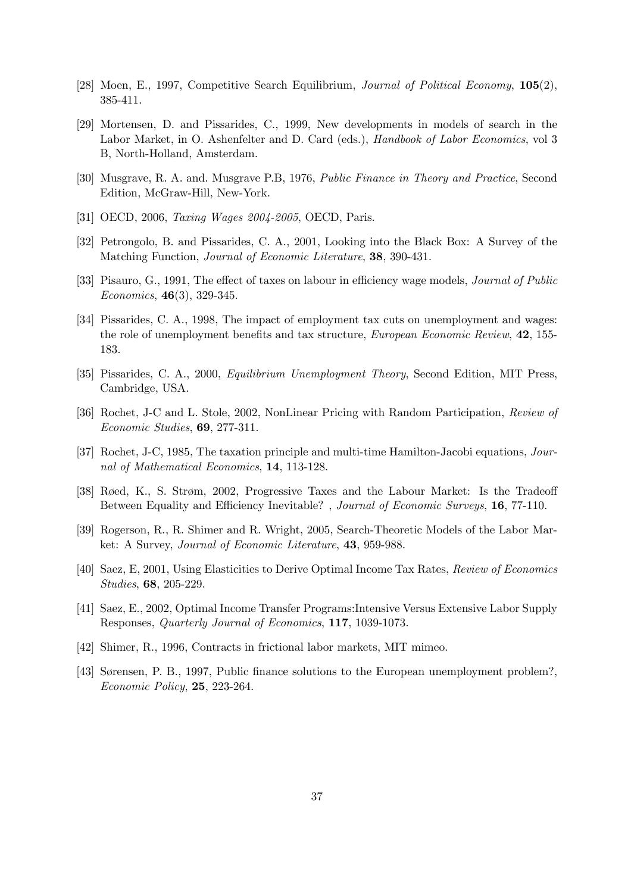[28] Moen, E., 1997, Competitive Search Equilibrium, *Journal of Political Economy*, **105**(2), 385-411.

[29] Mortensen, D. and Pissarides, C., 1999, New developments in models of search in the Labor Market, in O. Ashenfelter and D. Card (eds.), *Handbook of Labor Economics*, vol 3 B, North-Holland, Amsterdam.

[30] Musgrave, R. A. and. Musgrave P.B, 1976, *Public Finance in Theory and Practice*, Second Edition, McGraw-Hill, New-York.

[31] OECD, 2006, *Taxing Wages 2004-2005*, OECD, Paris.

[32] Petrongolo, B. and Pissarides, C. A., 2001, Looking into the Black Box: A Survey of the Matching Function, *Journal of Economic Literature*, **38**, 390-431.

[33] Pisauro, G., 1991, The effect of taxes on labour in efficiency wage models, *Journal of Public Economics*, **46**(3), 329-345.

[34] Pissarides, C. A., 1998, The impact of employment tax cuts on unemployment and wages: the role of unemployment benefits and tax structure, *European Economic Review*, **42**, 155-183.

[35] Pissarides, C. A., 2000, *Equilibrium Unemployment Theory*, Second Edition, MIT Press, Cambridge, USA.

[36] Rochet, J-C and L. Stole, 2002, NonLinear Pricing with Random Participation, *Review of Economic Studies*, **69**, 277-311.

[37] Rochet, J-C, 1985, The taxation principle and multi-time Hamilton-Jacobi equations, *Journal of Mathematical Economics*, **14**, 113-128.

[38] Røed, K., S. Strøm, 2002, Progressive Taxes and the Labour Market: Is the Tradeoff Between Equality and Efficiency Inevitable? , *Journal of Economic Surveys*, **16**, 77-110.

[39] Rogerson, R., R. Shimer and R. Wright, 2005, Search-Theoretic Models of the Labor Market: A Survey, *Journal of Economic Literature*, **43**, 959-988.

[40] Saez, E, 2001, Using Elasticities to Derive Optimal Income Tax Rates, *Review of Economics Studies*, **68**, 205-229.

[41] Saez, E., 2002, Optimal Income Transfer Programs:Intensive Versus Extensive Labor Supply Responses, *Quarterly Journal of Economics*, **117**, 1039-1073.

[42] Shimer, R., 1996, Contracts in frictional labor markets, MIT mimeo.

[43] Sørensen, P. B., 1997, Public finance solutions to the European unemployment problem?, *Economic Policy*, **25**, 223-264.